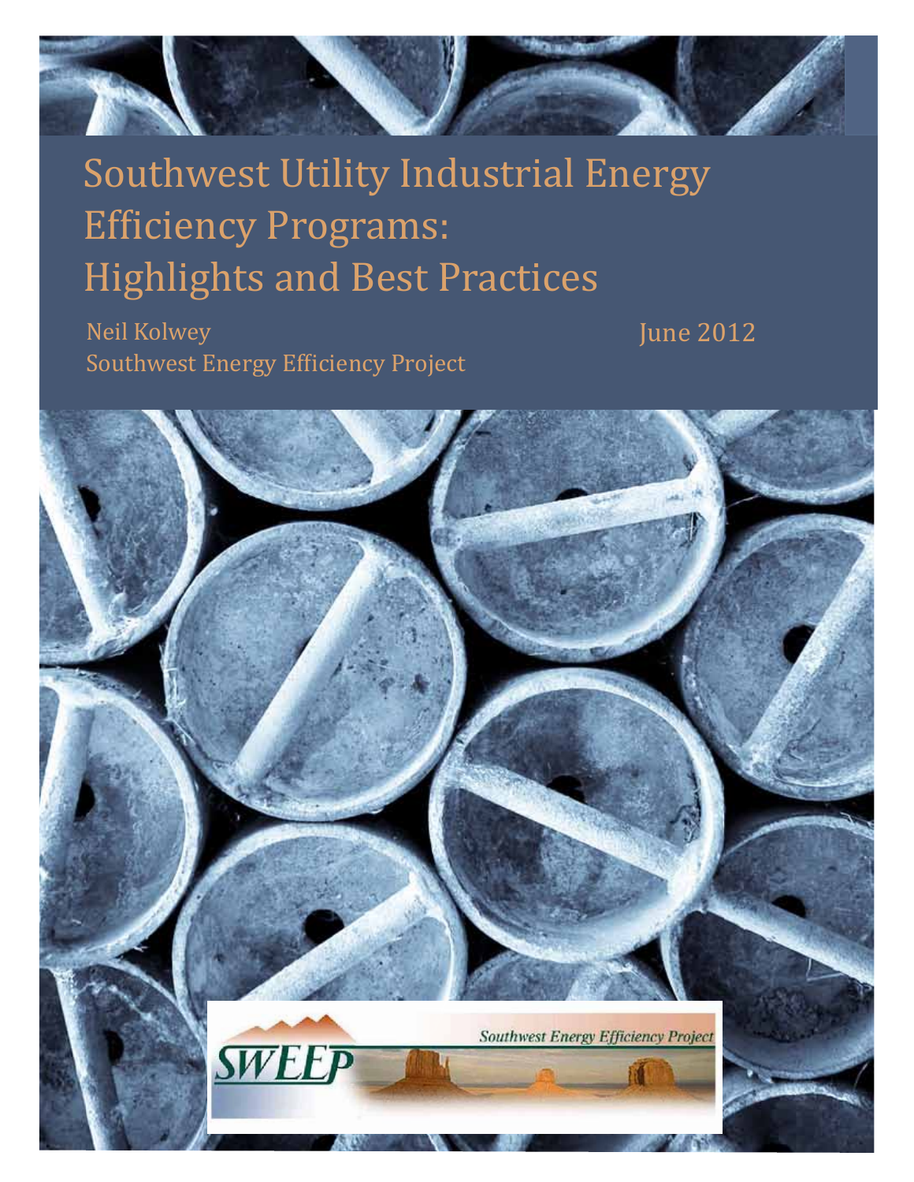# Southwest Utility Industrial Energy Efficiency Programs: Highlights and Best Practices

Neil Kolwey
Southwest Energy Efficiency Project

June 2012

SWEEP Southwest Energy Efficiency Project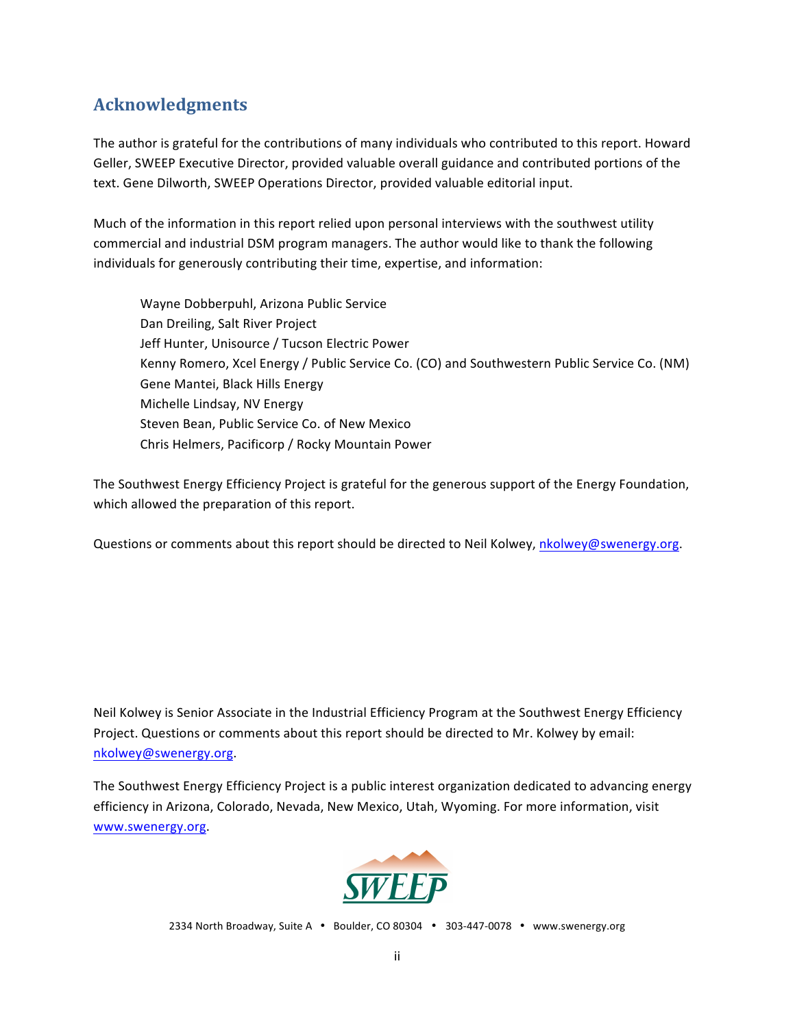## Acknowledgments

The author is grateful for the contributions of many individuals who contributed to this report. Howard Geller, SWEEP Executive Director, provided valuable overall guidance and contributed portions of the text. Gene Dilworth, SWEEP Operations Director, provided valuable editorial input.

Much of the information in this report relied upon personal interviews with the southwest utility commercial and industrial DSM program managers. The author would like to thank the following individuals for generously contributing their time, expertise, and information:

Wayne Dobberpuhl, Arizona Public Service
Dan Dreiling, Salt River Project
Jeff Hunter, Unisource / Tucson Electric Power
Kenny Romero, Xcel Energy / Public Service Co. (CO) and Southwestern Public Service Co. (NM)
Gene Mantei, Black Hills Energy
Michelle Lindsay, NV Energy
Steven Bean, Public Service Co. of New Mexico
Chris Helmers, Pacificorp / Rocky Mountain Power

The Southwest Energy Efficiency Project is grateful for the generous support of the Energy Foundation, which allowed the preparation of this report.

Questions or comments about this report should be directed to Neil Kolwey, nkolwey@swenergy.org.

Neil Kolwey is Senior Associate in the Industrial Efficiency Program at the Southwest Energy Efficiency Project. Questions or comments about this report should be directed to Mr. Kolwey by email: nkolwey@swenergy.org.

The Southwest Energy Efficiency Project is a public interest organization dedicated to advancing energy efficiency in Arizona, Colorado, Nevada, New Mexico, Utah, Wyoming. For more information, visit www.swenergy.org.

SWEEP

2334 North Broadway, Suite A • Boulder, CO 80304 • 303-447-0078 • www.swenergy.org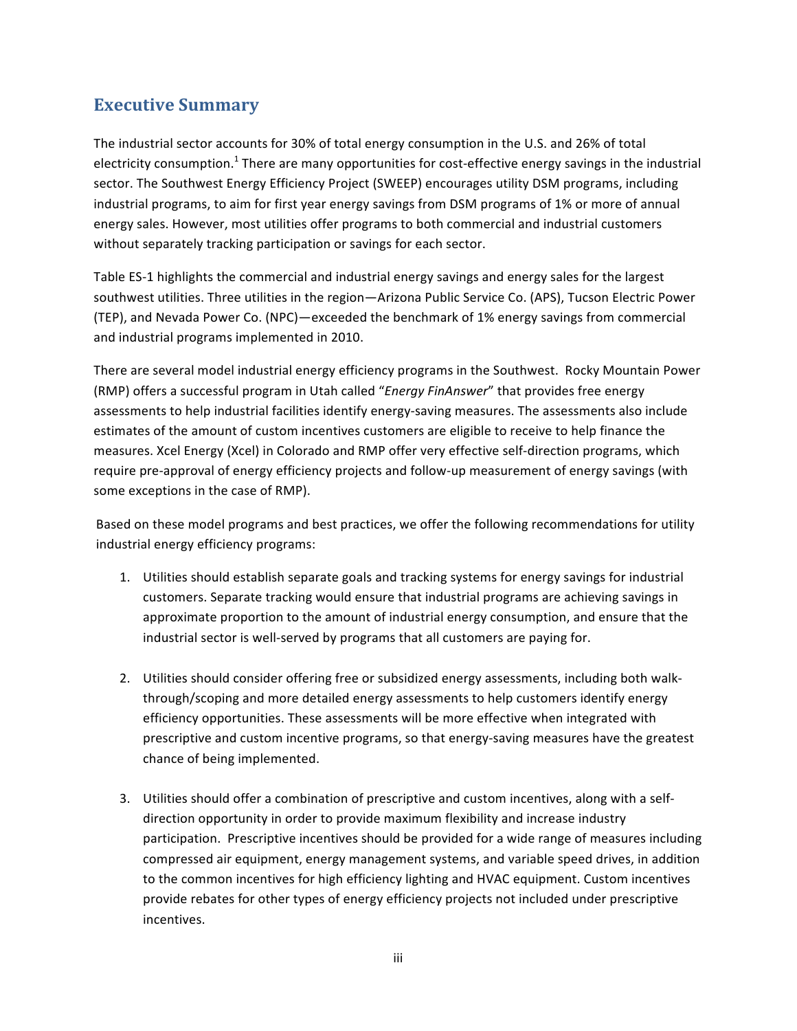## Executive Summary

The industrial sector accounts for 30% of total energy consumption in the U.S. and 26% of total electricity consumption.[1] There are many opportunities for cost-effective energy savings in the industrial sector. The Southwest Energy Efficiency Project (SWEEP) encourages utility DSM programs, including industrial programs, to aim for first year energy savings from DSM programs of 1% or more of annual energy sales. However, most utilities offer programs to both commercial and industrial customers without separately tracking participation or savings for each sector.

Table ES-1 highlights the commercial and industrial energy savings and energy sales for the largest southwest utilities. Three utilities in the region—Arizona Public Service Co. (APS), Tucson Electric Power (TEP), and Nevada Power Co. (NPC)—exceeded the benchmark of 1% energy savings from commercial and industrial programs implemented in 2010.

There are several model industrial energy efficiency programs in the Southwest. Rocky Mountain Power (RMP) offers a successful program in Utah called "*Energy FinAnswer*" that provides free energy assessments to help industrial facilities identify energy-saving measures. The assessments also include estimates of the amount of custom incentives customers are eligible to receive to help finance the measures. Xcel Energy (Xcel) in Colorado and RMP offer very effective self-direction programs, which require pre-approval of energy efficiency projects and follow-up measurement of energy savings (with some exceptions in the case of RMP).

Based on these model programs and best practices, we offer the following recommendations for utility industrial energy efficiency programs:

1. Utilities should establish separate goals and tracking systems for energy savings for industrial customers. Separate tracking would ensure that industrial programs are achieving savings in approximate proportion to the amount of industrial energy consumption, and ensure that the industrial sector is well-served by programs that all customers are paying for.

2. Utilities should consider offering free or subsidized energy assessments, including both walk-through/scoping and more detailed energy assessments to help customers identify energy efficiency opportunities. These assessments will be more effective when integrated with prescriptive and custom incentive programs, so that energy-saving measures have the greatest chance of being implemented.

3. Utilities should offer a combination of prescriptive and custom incentives, along with a self-direction opportunity in order to provide maximum flexibility and increase industry participation. Prescriptive incentives should be provided for a wide range of measures including compressed air equipment, energy management systems, and variable speed drives, in addition to the common incentives for high efficiency lighting and HVAC equipment. Custom incentives provide rebates for other types of energy efficiency projects not included under prescriptive incentives.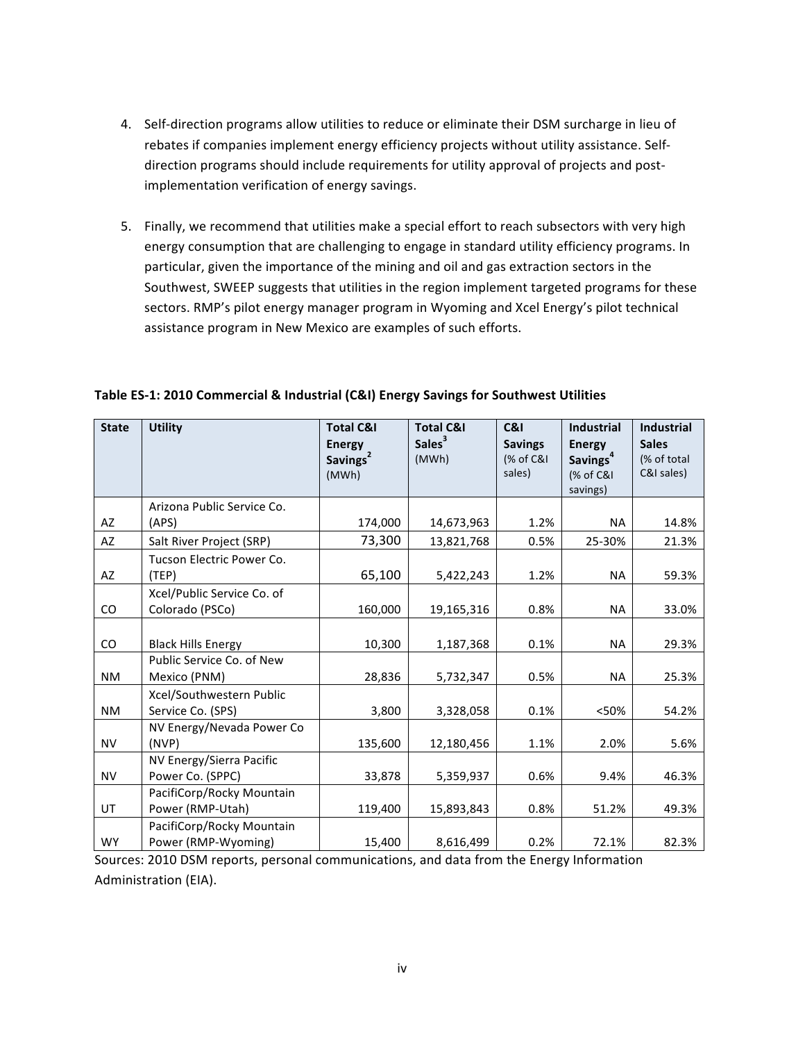4. Self-direction programs allow utilities to reduce or eliminate their DSM surcharge in lieu of rebates if companies implement energy efficiency projects without utility assistance. Self-direction programs should include requirements for utility approval of projects and post-implementation verification of energy savings.

5. Finally, we recommend that utilities make a special effort to reach subsectors with very high energy consumption that are challenging to engage in standard utility efficiency programs. In particular, given the importance of the mining and oil and gas extraction sectors in the Southwest, SWEEP suggests that utilities in the region implement targeted programs for these sectors. RMP's pilot energy manager program in Wyoming and Xcel Energy's pilot technical assistance program in New Mexico are examples of such efforts.

**Table ES-1: 2010 Commercial & Industrial (C&I) Energy Savings for Southwest Utilities**

| State | Utility | Total C&I Energy Savings[2] (MWh) | Total C&I Sales[3] (MWh) | C&I Savings (% of C&I sales) | Industrial Energy Savings[4] (% of C&I savings) | Industrial Sales (% of total C&I sales) |
|---|---|---|---|---|---|---|
| AZ | Arizona Public Service Co. (APS) | 174,000 | 14,673,963 | 1.2% | NA | 14.8% |
| AZ | Salt River Project (SRP) | 73,300 | 13,821,768 | 0.5% | 25-30% | 21.3% |
| AZ | Tucson Electric Power Co. (TEP) | 65,100 | 5,422,243 | 1.2% | NA | 59.3% |
| CO | Xcel/Public Service Co. of Colorado (PSCo) | 160,000 | 19,165,316 | 0.8% | NA | 33.0% |
| CO | Black Hills Energy | 10,300 | 1,187,368 | 0.1% | NA | 29.3% |
| NM | Public Service Co. of New Mexico (PNM) | 28,836 | 5,732,347 | 0.5% | NA | 25.3% |
| NM | Xcel/Southwestern Public Service Co. (SPS) | 3,800 | 3,328,058 | 0.1% | <50% | 54.2% |
| NV | NV Energy/Nevada Power Co (NVP) | 135,600 | 12,180,456 | 1.1% | 2.0% | 5.6% |
| NV | NV Energy/Sierra Pacific Power Co. (SPPC) | 33,878 | 5,359,937 | 0.6% | 9.4% | 46.3% |
| UT | PacifiCorp/Rocky Mountain Power (RMP-Utah) | 119,400 | 15,893,843 | 0.8% | 51.2% | 49.3% |
| WY | PacifiCorp/Rocky Mountain Power (RMP-Wyoming) | 15,400 | 8,616,499 | 0.2% | 72.1% | 82.3% |

Sources: 2010 DSM reports, personal communications, and data from the Energy Information Administration (EIA).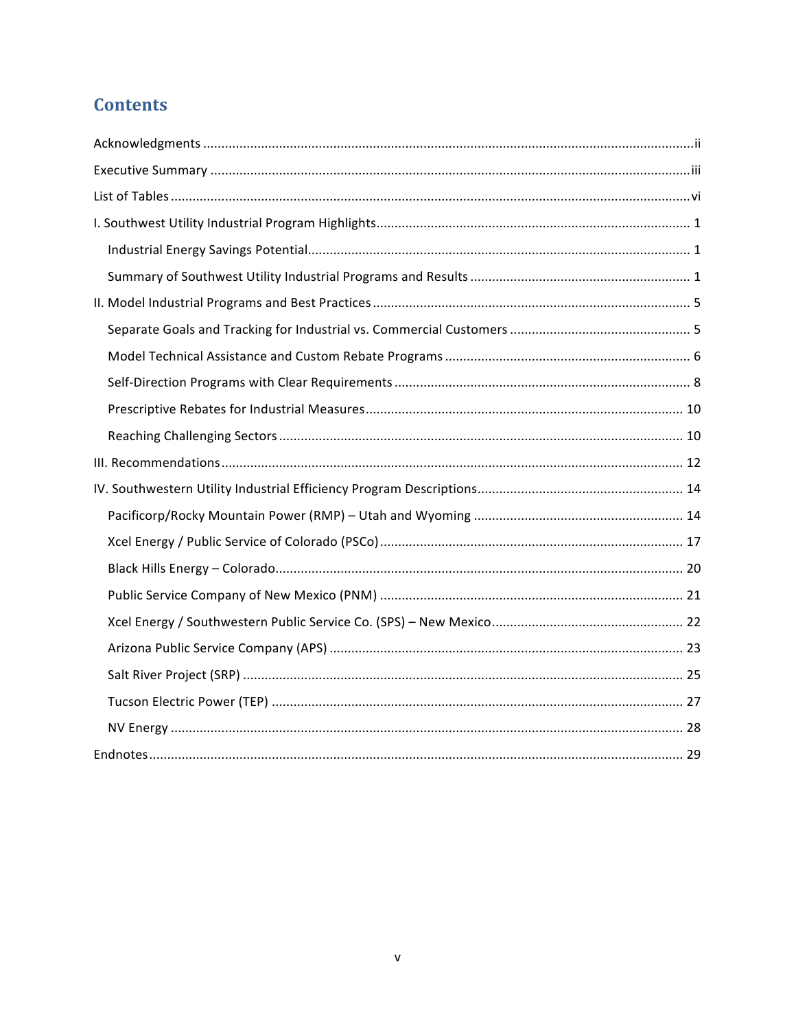# Contents

Acknowledgments .......... ii

Executive Summary .......... iii

List of Tables .......... vi

I. Southwest Utility Industrial Program Highlights .......... 1

- Industrial Energy Savings Potential .......... 1
- Summary of Southwest Utility Industrial Programs and Results .......... 1

II. Model Industrial Programs and Best Practices .......... 5

- Separate Goals and Tracking for Industrial vs. Commercial Customers .......... 5
- Model Technical Assistance and Custom Rebate Programs .......... 6
- Self-Direction Programs with Clear Requirements .......... 8
- Prescriptive Rebates for Industrial Measures .......... 10
- Reaching Challenging Sectors .......... 10

III. Recommendations .......... 12

IV. Southwestern Utility Industrial Efficiency Program Descriptions .......... 14

- Pacificorp/Rocky Mountain Power (RMP) – Utah and Wyoming .......... 14
- Xcel Energy / Public Service of Colorado (PSCo) .......... 17
- Black Hills Energy – Colorado .......... 20
- Public Service Company of New Mexico (PNM) .......... 21
- Xcel Energy / Southwestern Public Service Co. (SPS) – New Mexico .......... 22
- Arizona Public Service Company (APS) .......... 23
- Salt River Project (SRP) .......... 25
- Tucson Electric Power (TEP) .......... 27
- NV Energy .......... 28

Endnotes .......... 29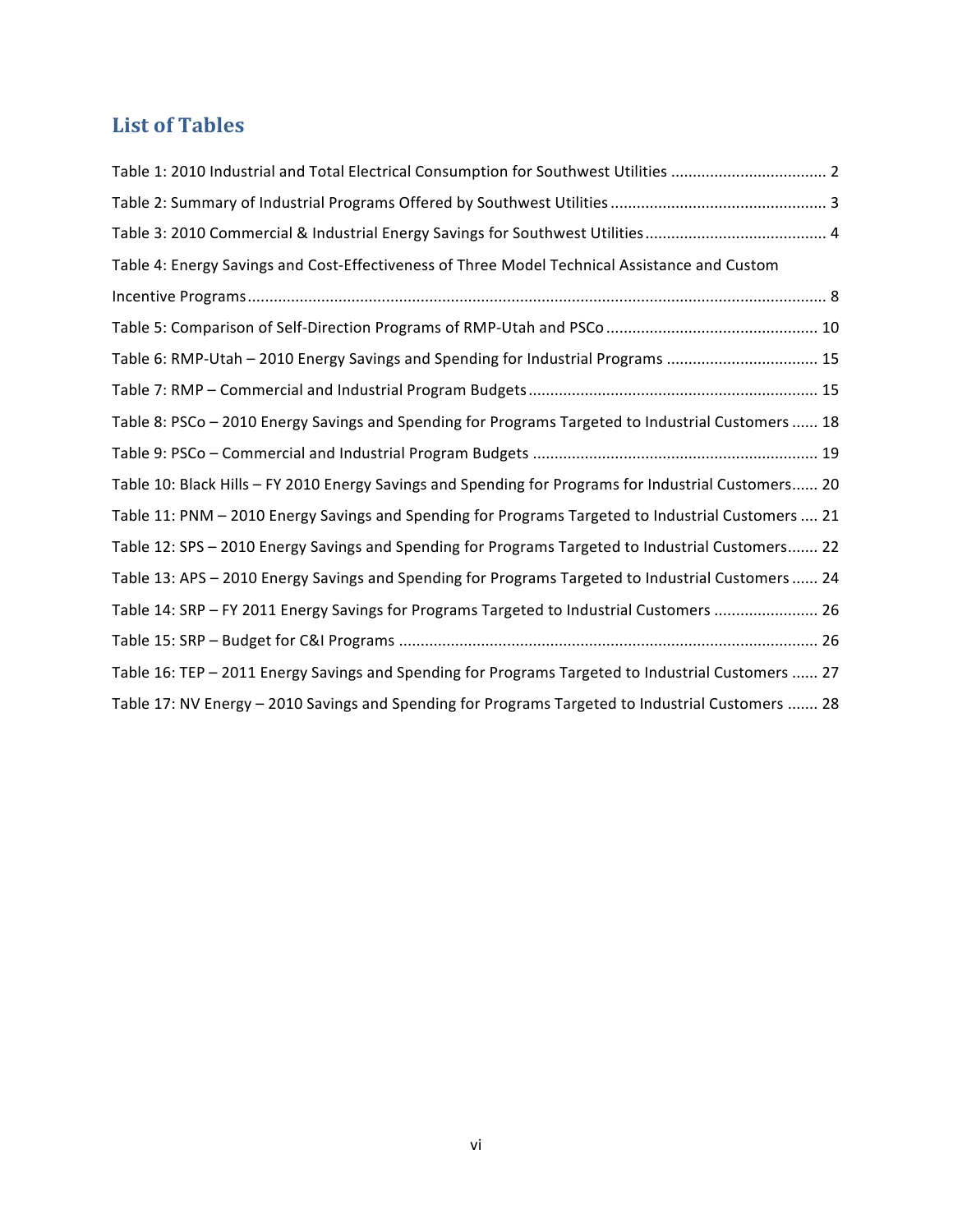## List of Tables

Table 1: 2010 Industrial and Total Electrical Consumption for Southwest Utilities .................................... 2

Table 2: Summary of Industrial Programs Offered by Southwest Utilities .................................................. 3

Table 3: 2010 Commercial & Industrial Energy Savings for Southwest Utilities .......................................... 4

Table 4: Energy Savings and Cost-Effectiveness of Three Model Technical Assistance and Custom Incentive Programs ..................................................................................................................................... 8

Table 5: Comparison of Self-Direction Programs of RMP-Utah and PSCo ................................................. 10

Table 6: RMP-Utah – 2010 Energy Savings and Spending for Industrial Programs ................................... 15

Table 7: RMP – Commercial and Industrial Program Budgets ................................................................... 15

Table 8: PSCo – 2010 Energy Savings and Spending for Programs Targeted to Industrial Customers ...... 18

Table 9: PSCo – Commercial and Industrial Program Budgets .................................................................. 19

Table 10: Black Hills – FY 2010 Energy Savings and Spending for Programs for Industrial Customers...... 20

Table 11: PNM – 2010 Energy Savings and Spending for Programs Targeted to Industrial Customers .... 21

Table 12: SPS – 2010 Energy Savings and Spending for Programs Targeted to Industrial Customers....... 22

Table 13: APS – 2010 Energy Savings and Spending for Programs Targeted to Industrial Customers ...... 24

Table 14: SRP – FY 2011 Energy Savings for Programs Targeted to Industrial Customers ........................ 26

Table 15: SRP – Budget for C&I Programs ................................................................................................. 26

Table 16: TEP – 2011 Energy Savings and Spending for Programs Targeted to Industrial Customers ...... 27

Table 17: NV Energy – 2010 Savings and Spending for Programs Targeted to Industrial Customers ....... 28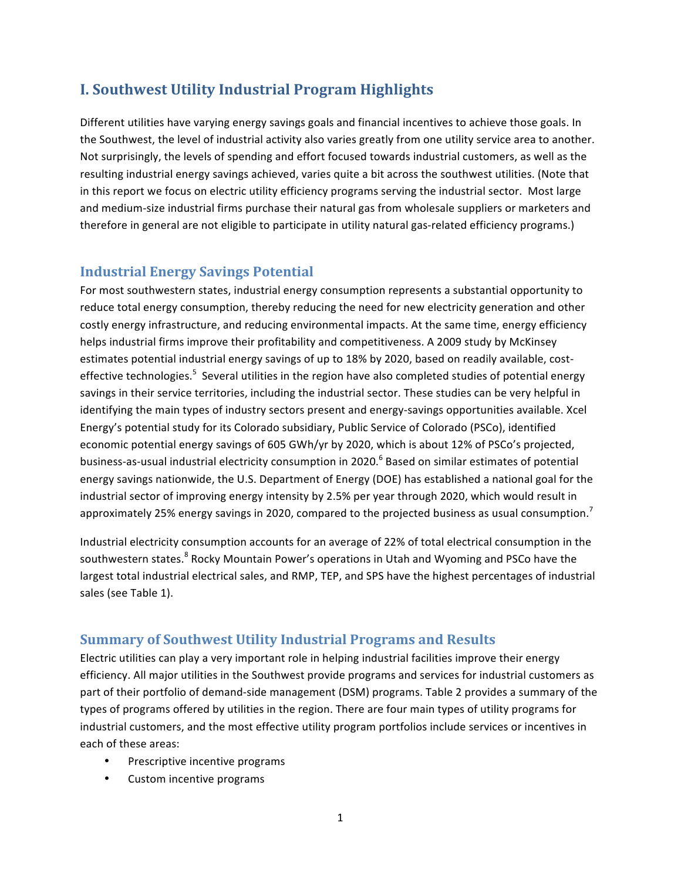# I. Southwest Utility Industrial Program Highlights

Different utilities have varying energy savings goals and financial incentives to achieve those goals. In the Southwest, the level of industrial activity also varies greatly from one utility service area to another. Not surprisingly, the levels of spending and effort focused towards industrial customers, as well as the resulting industrial energy savings achieved, varies quite a bit across the southwest utilities. (Note that in this report we focus on electric utility efficiency programs serving the industrial sector. Most large and medium-size industrial firms purchase their natural gas from wholesale suppliers or marketers and therefore in general are not eligible to participate in utility natural gas-related efficiency programs.)

## Industrial Energy Savings Potential

For most southwestern states, industrial energy consumption represents a substantial opportunity to reduce total energy consumption, thereby reducing the need for new electricity generation and other costly energy infrastructure, and reducing environmental impacts. At the same time, energy efficiency helps industrial firms improve their profitability and competitiveness. A 2009 study by McKinsey estimates potential industrial energy savings of up to 18% by 2020, based on readily available, cost-effective technologies.[5] Several utilities in the region have also completed studies of potential energy savings in their service territories, including the industrial sector. These studies can be very helpful in identifying the main types of industry sectors present and energy-savings opportunities available. Xcel Energy's potential study for its Colorado subsidiary, Public Service of Colorado (PSCo), identified economic potential energy savings of 605 GWh/yr by 2020, which is about 12% of PSCo's projected, business-as-usual industrial electricity consumption in 2020.[6] Based on similar estimates of potential energy savings nationwide, the U.S. Department of Energy (DOE) has established a national goal for the industrial sector of improving energy intensity by 2.5% per year through 2020, which would result in approximately 25% energy savings in 2020, compared to the projected business as usual consumption.[7]

Industrial electricity consumption accounts for an average of 22% of total electrical consumption in the southwestern states.[8] Rocky Mountain Power's operations in Utah and Wyoming and PSCo have the largest total industrial electrical sales, and RMP, TEP, and SPS have the highest percentages of industrial sales (see Table 1).

## Summary of Southwest Utility Industrial Programs and Results

Electric utilities can play a very important role in helping industrial facilities improve their energy efficiency. All major utilities in the Southwest provide programs and services for industrial customers as part of their portfolio of demand-side management (DSM) programs. Table 2 provides a summary of the types of programs offered by utilities in the region. There are four main types of utility programs for industrial customers, and the most effective utility program portfolios include services or incentives in each of these areas:

- Prescriptive incentive programs
- Custom incentive programs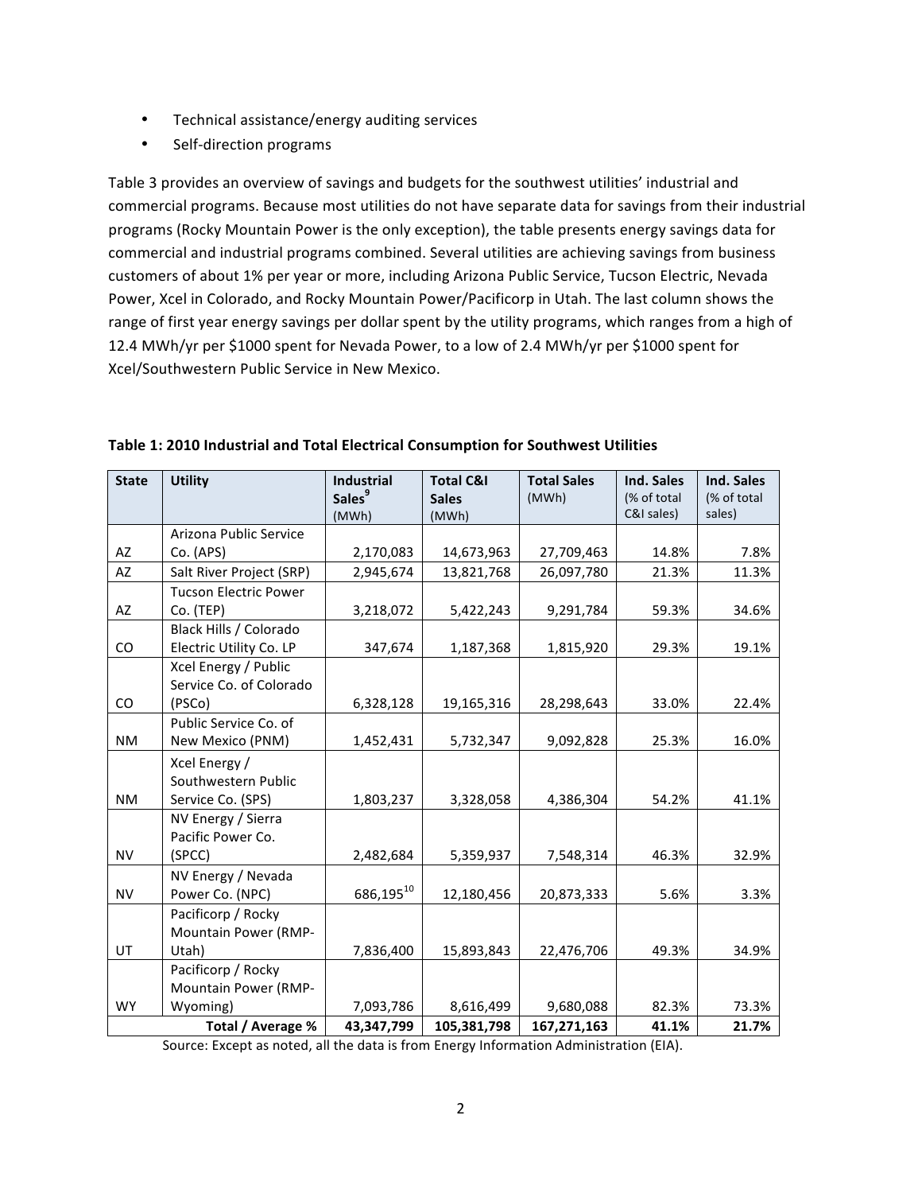- Technical assistance/energy auditing services
- Self-direction programs

Table 3 provides an overview of savings and budgets for the southwest utilities' industrial and commercial programs. Because most utilities do not have separate data for savings from their industrial programs (Rocky Mountain Power is the only exception), the table presents energy savings data for commercial and industrial programs combined. Several utilities are achieving savings from business customers of about 1% per year or more, including Arizona Public Service, Tucson Electric, Nevada Power, Xcel in Colorado, and Rocky Mountain Power/Pacificorp in Utah. The last column shows the range of first year energy savings per dollar spent by the utility programs, which ranges from a high of 12.4 MWh/yr per $1000 spent for Nevada Power, to a low of 2.4 MWh/yr per $1000 spent for Xcel/Southwestern Public Service in New Mexico.

**Table 1: 2010 Industrial and Total Electrical Consumption for Southwest Utilities**

| State | Utility | Industrial Sales[9] (MWh) | Total C&I Sales (MWh) | Total Sales (MWh) | Ind. Sales (% of total C&I sales) | Ind. Sales (% of total sales) |
|---|---|---|---|---|---|---|
| AZ | Arizona Public Service Co. (APS) | 2,170,083 | 14,673,963 | 27,709,463 | 14.8% | 7.8% |
| AZ | Salt River Project (SRP) | 2,945,674 | 13,821,768 | 26,097,780 | 21.3% | 11.3% |
| AZ | Tucson Electric Power Co. (TEP) | 3,218,072 | 5,422,243 | 9,291,784 | 59.3% | 34.6% |
| CO | Black Hills / Colorado Electric Utility Co. LP | 347,674 | 1,187,368 | 1,815,920 | 29.3% | 19.1% |
| CO | Xcel Energy / Public Service Co. of Colorado (PSCo) | 6,328,128 | 19,165,316 | 28,298,643 | 33.0% | 22.4% |
| NM | Public Service Co. of New Mexico (PNM) | 1,452,431 | 5,732,347 | 9,092,828 | 25.3% | 16.0% |
| NM | Xcel Energy / Southwestern Public Service Co. (SPS) | 1,803,237 | 3,328,058 | 4,386,304 | 54.2% | 41.1% |
| NV | NV Energy / Sierra Pacific Power Co. (SPCC) | 2,482,684 | 5,359,937 | 7,548,314 | 46.3% | 32.9% |
| NV | NV Energy / Nevada Power Co. (NPC) | 686,195[10] | 12,180,456 | 20,873,333 | 5.6% | 3.3% |
| UT | Pacificorp / Rocky Mountain Power (RMP-Utah) | 7,836,400 | 15,893,843 | 22,476,706 | 49.3% | 34.9% |
| WY | Pacificorp / Rocky Mountain Power (RMP-Wyoming) | 7,093,786 | 8,616,499 | 9,680,088 | 82.3% | 73.3% |
| | **Total / Average %** | **43,347,799** | **105,381,798** | **167,271,163** | **41.1%** | **21.7%** |

Source: Except as noted, all the data is from Energy Information Administration (EIA).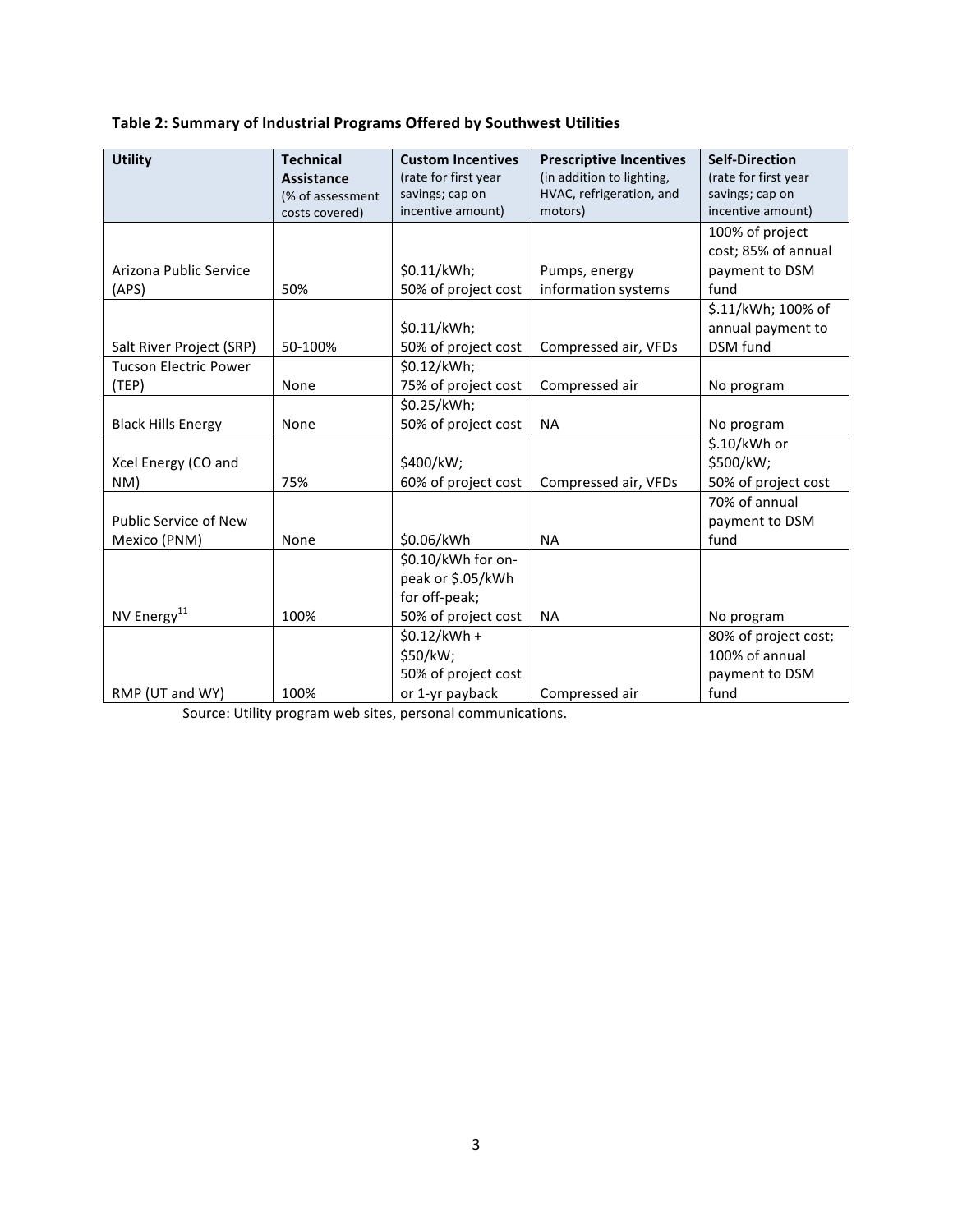**Table 2: Summary of Industrial Programs Offered by Southwest Utilities**

| Utility | **Technical Assistance** (% of assessment costs covered) | **Custom Incentives** (rate for first year savings; cap on incentive amount) | **Prescriptive Incentives** (in addition to lighting, HVAC, refrigeration, and motors) | **Self-Direction** (rate for first year savings; cap on incentive amount) |
|---|---|---|---|---|
| Arizona Public Service (APS) | 50% | $0.11/kWh; 50% of project cost | Pumps, energy information systems | 100% of project cost; 85% of annual payment to DSM fund |
| Salt River Project (SRP) | 50-100% | $0.11/kWh; 50% of project cost | Compressed air, VFDs | $.11/kWh; 100% of annual payment to DSM fund |
| Tucson Electric Power (TEP) | None | $0.12/kWh; 75% of project cost | Compressed air | No program |
| Black Hills Energy | None | $0.25/kWh; 50% of project cost | NA | No program |
| Xcel Energy (CO and NM) | 75% | $400/kW; 60% of project cost | Compressed air, VFDs | $.10/kWh or $500/kW; 50% of project cost |
| Public Service of New Mexico (PNM) | None | $0.06/kWh | NA | 70% of annual payment to DSM fund |
| NV Energy[11] | 100% | $0.10/kWh for on-peak or $.05/kWh for off-peak; 50% of project cost | NA | No program |
| RMP (UT and WY) | 100% | $0.12/kWh + $50/kW; 50% of project cost or 1-yr payback | Compressed air | 80% of project cost; 100% of annual payment to DSM fund |

Source: Utility program web sites, personal communications.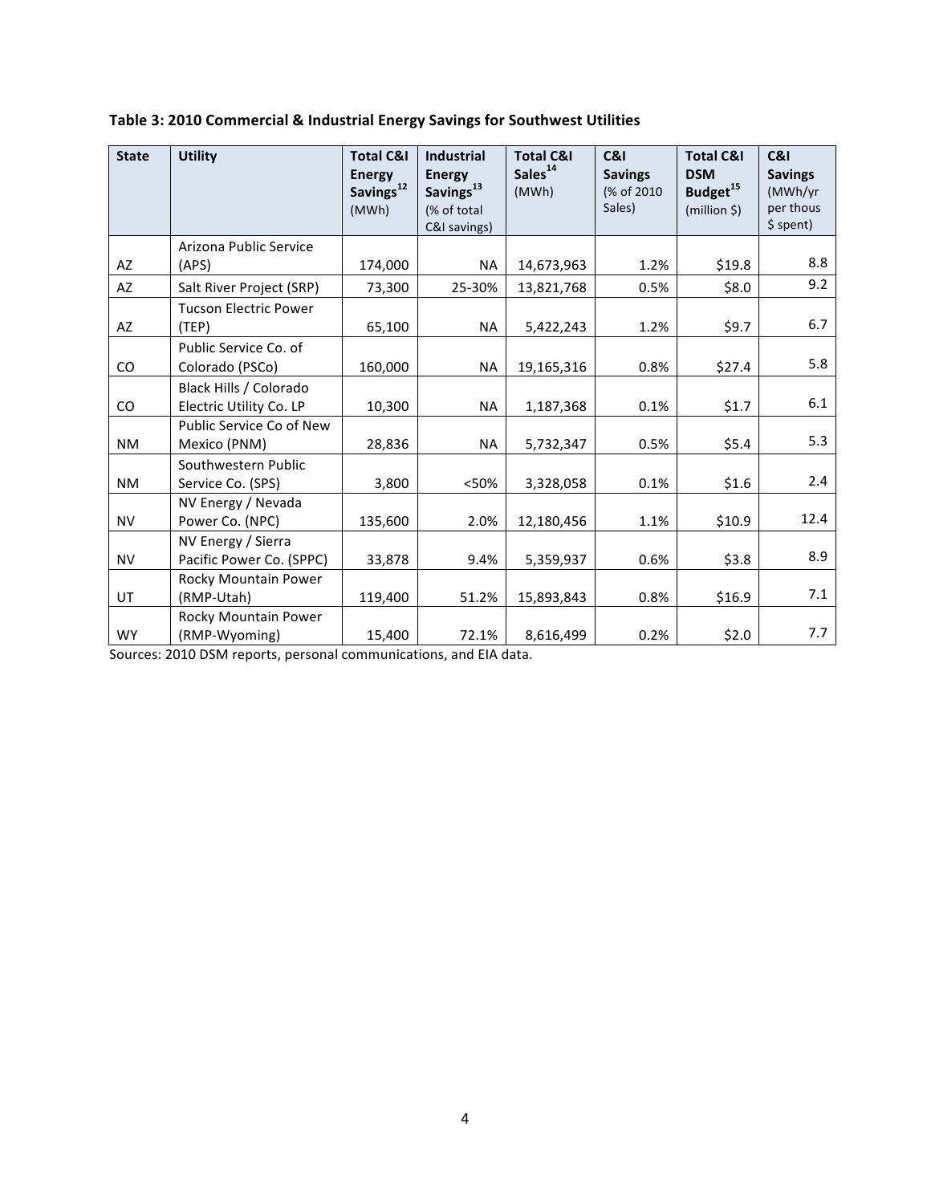**Table 3: 2010 Commercial & Industrial Energy Savings for Southwest Utilities**

| State | Utility | Total C&I Energy Savings[12] (MWh) | Industrial Energy Savings[13] (% of total C&I savings) | Total C&I Sales[14] (MWh) | C&I Savings (% of 2010 Sales) | Total C&I DSM Budget[15] (million $) | C&I Savings (MWh/yr per thous $ spent) |
|---|---|---|---|---|---|---|---|
| AZ | Arizona Public Service (APS) | 174,000 | NA | 14,673,963 | 1.2% | $19.8 | 8.8 |
| AZ | Salt River Project (SRP) | 73,300 | 25-30% | 13,821,768 | 0.5% | $8.0 | 9.2 |
| AZ | Tucson Electric Power (TEP) | 65,100 | NA | 5,422,243 | 1.2% | $9.7 | 6.7 |
| CO | Public Service Co. of Colorado (PSCo) | 160,000 | NA | 19,165,316 | 0.8% | $27.4 | 5.8 |
| CO | Black Hills / Colorado Electric Utility Co. LP | 10,300 | NA | 1,187,368 | 0.1% | $1.7 | 6.1 |
| NM | Public Service Co of New Mexico (PNM) | 28,836 | NA | 5,732,347 | 0.5% | $5.4 | 5.3 |
| NM | Southwestern Public Service Co. (SPS) | 3,800 | <50% | 3,328,058 | 0.1% | $1.6 | 2.4 |
| NV | NV Energy / Nevada Power Co. (NPC) | 135,600 | 2.0% | 12,180,456 | 1.1% | $10.9 | 12.4 |
| NV | NV Energy / Sierra Pacific Power Co. (SPPC) | 33,878 | 9.4% | 5,359,937 | 0.6% | $3.8 | 8.9 |
| UT | Rocky Mountain Power (RMP-Utah) | 119,400 | 51.2% | 15,893,843 | 0.8% | $16.9 | 7.1 |
| WY | Rocky Mountain Power (RMP-Wyoming) | 15,400 | 72.1% | 8,616,499 | 0.2% | $2.0 | 7.7 |

Sources: 2010 DSM reports, personal communications, and EIA data.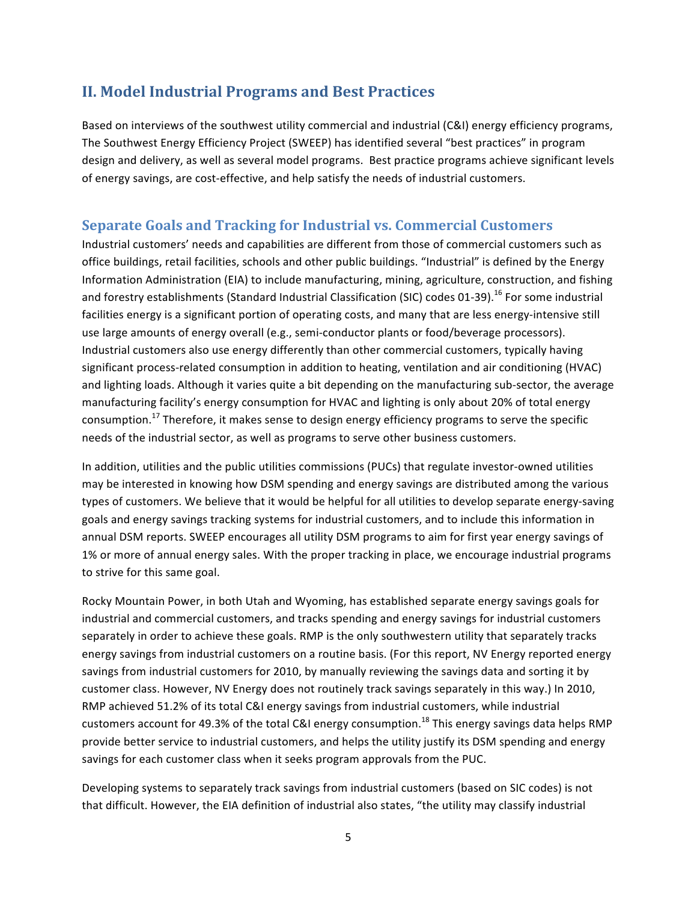## II. Model Industrial Programs and Best Practices

Based on interviews of the southwest utility commercial and industrial (C&I) energy efficiency programs, The Southwest Energy Efficiency Project (SWEEP) has identified several "best practices" in program design and delivery, as well as several model programs. Best practice programs achieve significant levels of energy savings, are cost-effective, and help satisfy the needs of industrial customers.

### Separate Goals and Tracking for Industrial vs. Commercial Customers

Industrial customers' needs and capabilities are different from those of commercial customers such as office buildings, retail facilities, schools and other public buildings. "Industrial" is defined by the Energy Information Administration (EIA) to include manufacturing, mining, agriculture, construction, and fishing and forestry establishments (Standard Industrial Classification (SIC) codes 01-39).[16] For some industrial facilities energy is a significant portion of operating costs, and many that are less energy-intensive still use large amounts of energy overall (e.g., semi-conductor plants or food/beverage processors). Industrial customers also use energy differently than other commercial customers, typically having significant process-related consumption in addition to heating, ventilation and air conditioning (HVAC) and lighting loads. Although it varies quite a bit depending on the manufacturing sub-sector, the average manufacturing facility's energy consumption for HVAC and lighting is only about 20% of total energy consumption.[17] Therefore, it makes sense to design energy efficiency programs to serve the specific needs of the industrial sector, as well as programs to serve other business customers.

In addition, utilities and the public utilities commissions (PUCs) that regulate investor-owned utilities may be interested in knowing how DSM spending and energy savings are distributed among the various types of customers. We believe that it would be helpful for all utilities to develop separate energy-saving goals and energy savings tracking systems for industrial customers, and to include this information in annual DSM reports. SWEEP encourages all utility DSM programs to aim for first year energy savings of 1% or more of annual energy sales. With the proper tracking in place, we encourage industrial programs to strive for this same goal.

Rocky Mountain Power, in both Utah and Wyoming, has established separate energy savings goals for industrial and commercial customers, and tracks spending and energy savings for industrial customers separately in order to achieve these goals. RMP is the only southwestern utility that separately tracks energy savings from industrial customers on a routine basis. (For this report, NV Energy reported energy savings from industrial customers for 2010, by manually reviewing the savings data and sorting it by customer class. However, NV Energy does not routinely track savings separately in this way.) In 2010, RMP achieved 51.2% of its total C&I energy savings from industrial customers, while industrial customers account for 49.3% of the total C&I energy consumption.[18] This energy savings data helps RMP provide better service to industrial customers, and helps the utility justify its DSM spending and energy savings for each customer class when it seeks program approvals from the PUC.

Developing systems to separately track savings from industrial customers (based on SIC codes) is not that difficult. However, the EIA definition of industrial also states, "the utility may classify industrial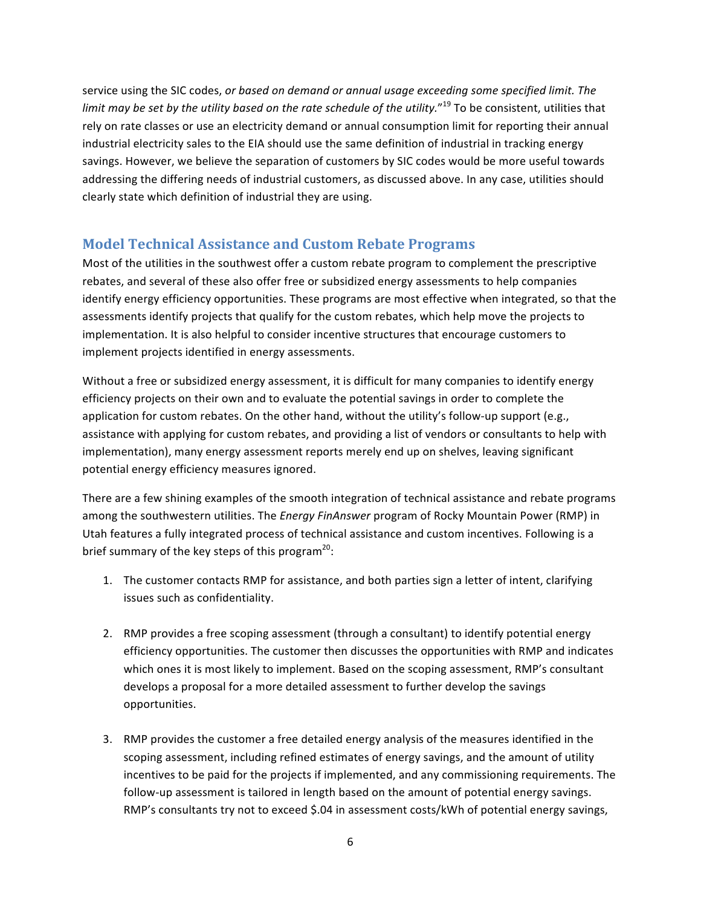service using the SIC codes, *or based on demand or annual usage exceeding some specified limit. The limit may be set by the utility based on the rate schedule of the utility.*"[19] To be consistent, utilities that rely on rate classes or use an electricity demand or annual consumption limit for reporting their annual industrial electricity sales to the EIA should use the same definition of industrial in tracking energy savings. However, we believe the separation of customers by SIC codes would be more useful towards addressing the differing needs of industrial customers, as discussed above. In any case, utilities should clearly state which definition of industrial they are using.

## Model Technical Assistance and Custom Rebate Programs

Most of the utilities in the southwest offer a custom rebate program to complement the prescriptive rebates, and several of these also offer free or subsidized energy assessments to help companies identify energy efficiency opportunities. These programs are most effective when integrated, so that the assessments identify projects that qualify for the custom rebates, which help move the projects to implementation. It is also helpful to consider incentive structures that encourage customers to implement projects identified in energy assessments.

Without a free or subsidized energy assessment, it is difficult for many companies to identify energy efficiency projects on their own and to evaluate the potential savings in order to complete the application for custom rebates. On the other hand, without the utility's follow-up support (e.g., assistance with applying for custom rebates, and providing a list of vendors or consultants to help with implementation), many energy assessment reports merely end up on shelves, leaving significant potential energy efficiency measures ignored.

There are a few shining examples of the smooth integration of technical assistance and rebate programs among the southwestern utilities. The *Energy FinAnswer* program of Rocky Mountain Power (RMP) in Utah features a fully integrated process of technical assistance and custom incentives. Following is a brief summary of the key steps of this program[20]:

1. The customer contacts RMP for assistance, and both parties sign a letter of intent, clarifying issues such as confidentiality.

2. RMP provides a free scoping assessment (through a consultant) to identify potential energy efficiency opportunities. The customer then discusses the opportunities with RMP and indicates which ones it is most likely to implement. Based on the scoping assessment, RMP's consultant develops a proposal for a more detailed assessment to further develop the savings opportunities.

3. RMP provides the customer a free detailed energy analysis of the measures identified in the scoping assessment, including refined estimates of energy savings, and the amount of utility incentives to be paid for the projects if implemented, and any commissioning requirements. The follow-up assessment is tailored in length based on the amount of potential energy savings. RMP's consultants try not to exceed $.04 in assessment costs/kWh of potential energy savings,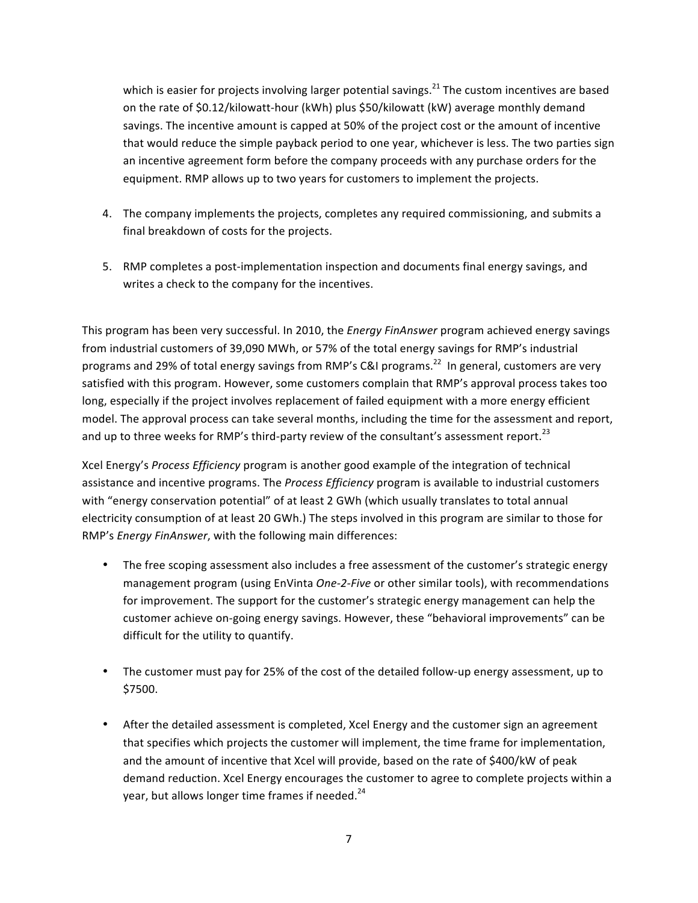which is easier for projects involving larger potential savings.[21] The custom incentives are based on the rate of $0.12/kilowatt-hour (kWh) plus $50/kilowatt (kW) average monthly demand savings. The incentive amount is capped at 50% of the project cost or the amount of incentive that would reduce the simple payback period to one year, whichever is less. The two parties sign an incentive agreement form before the company proceeds with any purchase orders for the equipment. RMP allows up to two years for customers to implement the projects.

4. The company implements the projects, completes any required commissioning, and submits a final breakdown of costs for the projects.

5. RMP completes a post-implementation inspection and documents final energy savings, and writes a check to the company for the incentives.

This program has been very successful. In 2010, the *Energy FinAnswer* program achieved energy savings from industrial customers of 39,090 MWh, or 57% of the total energy savings for RMP's industrial programs and 29% of total energy savings from RMP's C&I programs.[22] In general, customers are very satisfied with this program. However, some customers complain that RMP's approval process takes too long, especially if the project involves replacement of failed equipment with a more energy efficient model. The approval process can take several months, including the time for the assessment and report, and up to three weeks for RMP's third-party review of the consultant's assessment report.[23]

Xcel Energy's *Process Efficiency* program is another good example of the integration of technical assistance and incentive programs. The *Process Efficiency* program is available to industrial customers with "energy conservation potential" of at least 2 GWh (which usually translates to total annual electricity consumption of at least 20 GWh.) The steps involved in this program are similar to those for RMP's *Energy FinAnswer*, with the following main differences:

- The free scoping assessment also includes a free assessment of the customer's strategic energy management program (using EnVinta *One-2-Five* or other similar tools), with recommendations for improvement. The support for the customer's strategic energy management can help the customer achieve on-going energy savings. However, these "behavioral improvements" can be difficult for the utility to quantify.

- The customer must pay for 25% of the cost of the detailed follow-up energy assessment, up to $7500.

- After the detailed assessment is completed, Xcel Energy and the customer sign an agreement that specifies which projects the customer will implement, the time frame for implementation, and the amount of incentive that Xcel will provide, based on the rate of $400/kW of peak demand reduction. Xcel Energy encourages the customer to agree to complete projects within a year, but allows longer time frames if needed.[24]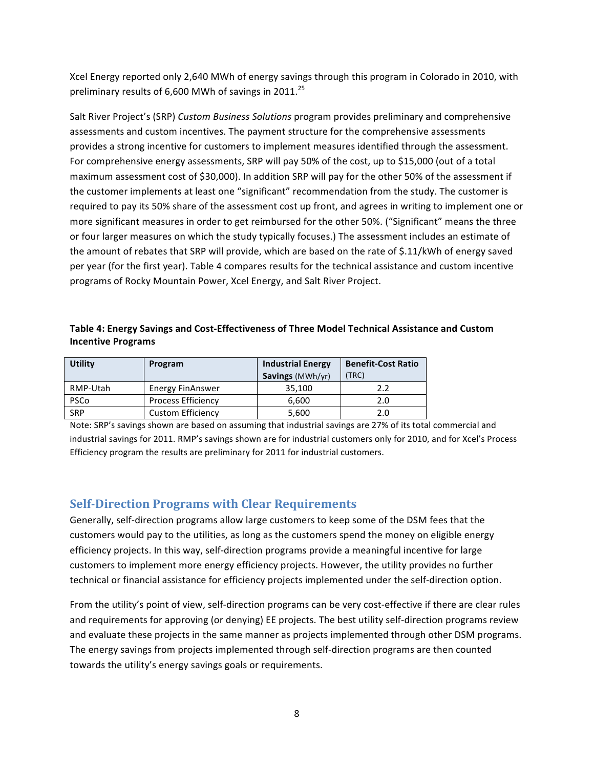Xcel Energy reported only 2,640 MWh of energy savings through this program in Colorado in 2010, with preliminary results of 6,600 MWh of savings in 2011.[25]

Salt River Project's (SRP) *Custom Business Solutions* program provides preliminary and comprehensive assessments and custom incentives. The payment structure for the comprehensive assessments provides a strong incentive for customers to implement measures identified through the assessment. For comprehensive energy assessments, SRP will pay 50% of the cost, up to $15,000 (out of a total maximum assessment cost of $30,000). In addition SRP will pay for the other 50% of the assessment if the customer implements at least one "significant" recommendation from the study. The customer is required to pay its 50% share of the assessment cost up front, and agrees in writing to implement one or more significant measures in order to get reimbursed for the other 50%. ("Significant" means the three or four larger measures on which the study typically focuses.) The assessment includes an estimate of the amount of rebates that SRP will provide, which are based on the rate of $.11/kWh of energy saved per year (for the first year). Table 4 compares results for the technical assistance and custom incentive programs of Rocky Mountain Power, Xcel Energy, and Salt River Project.

**Table 4: Energy Savings and Cost-Effectiveness of Three Model Technical Assistance and Custom Incentive Programs**

| Utility | Program | Industrial Energy **Savings** (MWh/yr) | Benefit-Cost Ratio (TRC) |
|---|---|---|---|
| RMP-Utah | Energy FinAnswer | 35,100 | 2.2 |
| PSCo | Process Efficiency | 6,600 | 2.0 |
| SRP | Custom Efficiency | 5,600 | 2.0 |

Note: SRP's savings shown are based on assuming that industrial savings are 27% of its total commercial and industrial savings for 2011. RMP's savings shown are for industrial customers only for 2010, and for Xcel's Process Efficiency program the results are preliminary for 2011 for industrial customers.

## Self-Direction Programs with Clear Requirements

Generally, self-direction programs allow large customers to keep some of the DSM fees that the customers would pay to the utilities, as long as the customers spend the money on eligible energy efficiency projects. In this way, self-direction programs provide a meaningful incentive for large customers to implement more energy efficiency projects. However, the utility provides no further technical or financial assistance for efficiency projects implemented under the self-direction option.

From the utility's point of view, self-direction programs can be very cost-effective if there are clear rules and requirements for approving (or denying) EE projects. The best utility self-direction programs review and evaluate these projects in the same manner as projects implemented through other DSM programs. The energy savings from projects implemented through self-direction programs are then counted towards the utility's energy savings goals or requirements.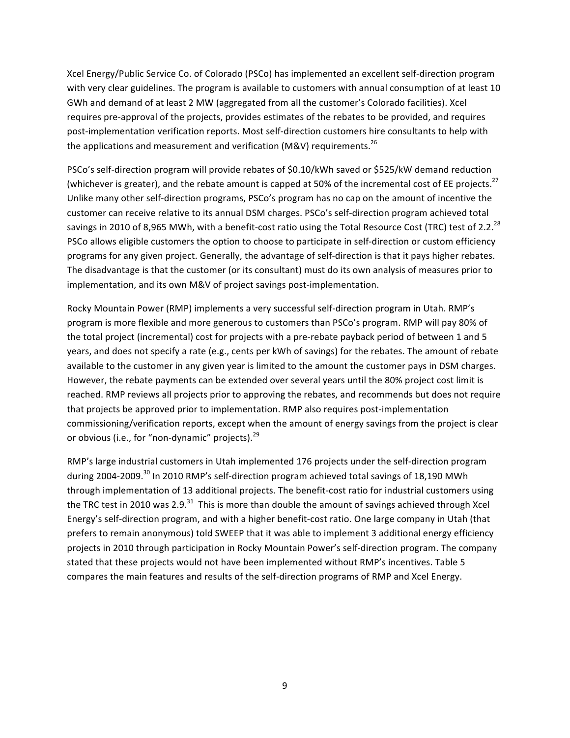Xcel Energy/Public Service Co. of Colorado (PSCo) has implemented an excellent self-direction program with very clear guidelines. The program is available to customers with annual consumption of at least 10 GWh and demand of at least 2 MW (aggregated from all the customer's Colorado facilities). Xcel requires pre-approval of the projects, provides estimates of the rebates to be provided, and requires post-implementation verification reports. Most self-direction customers hire consultants to help with the applications and measurement and verification (M&V) requirements.[26]

PSCo's self-direction program will provide rebates of $0.10/kWh saved or $525/kW demand reduction (whichever is greater), and the rebate amount is capped at 50% of the incremental cost of EE projects.[27] Unlike many other self-direction programs, PSCo's program has no cap on the amount of incentive the customer can receive relative to its annual DSM charges. PSCo's self-direction program achieved total savings in 2010 of 8,965 MWh, with a benefit-cost ratio using the Total Resource Cost (TRC) test of 2.2.[28] PSCo allows eligible customers the option to choose to participate in self-direction or custom efficiency programs for any given project. Generally, the advantage of self-direction is that it pays higher rebates. The disadvantage is that the customer (or its consultant) must do its own analysis of measures prior to implementation, and its own M&V of project savings post-implementation.

Rocky Mountain Power (RMP) implements a very successful self-direction program in Utah. RMP's program is more flexible and more generous to customers than PSCo's program. RMP will pay 80% of the total project (incremental) cost for projects with a pre-rebate payback period of between 1 and 5 years, and does not specify a rate (e.g., cents per kWh of savings) for the rebates. The amount of rebate available to the customer in any given year is limited to the amount the customer pays in DSM charges. However, the rebate payments can be extended over several years until the 80% project cost limit is reached. RMP reviews all projects prior to approving the rebates, and recommends but does not require that projects be approved prior to implementation. RMP also requires post-implementation commissioning/verification reports, except when the amount of energy savings from the project is clear or obvious (i.e., for "non-dynamic" projects).[29]

RMP's large industrial customers in Utah implemented 176 projects under the self-direction program during 2004-2009.[30] In 2010 RMP's self-direction program achieved total savings of 18,190 MWh through implementation of 13 additional projects. The benefit-cost ratio for industrial customers using the TRC test in 2010 was 2.9.[31] This is more than double the amount of savings achieved through Xcel Energy's self-direction program, and with a higher benefit-cost ratio. One large company in Utah (that prefers to remain anonymous) told SWEEP that it was able to implement 3 additional energy efficiency projects in 2010 through participation in Rocky Mountain Power's self-direction program. The company stated that these projects would not have been implemented without RMP's incentives. Table 5 compares the main features and results of the self-direction programs of RMP and Xcel Energy.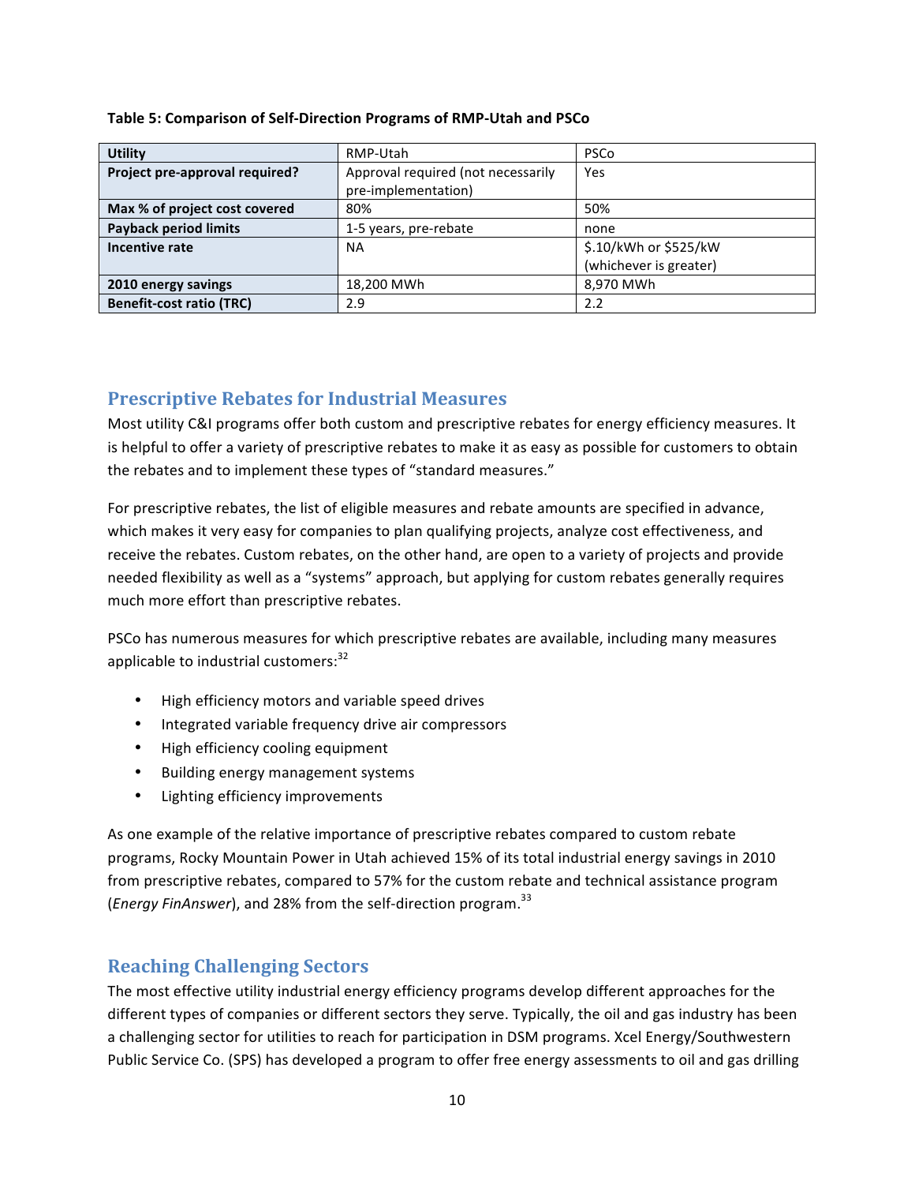**Table 5: Comparison of Self-Direction Programs of RMP-Utah and PSCo**

| **Utility** | RMP-Utah | PSCo |
|---|---|---|
| **Project pre-approval required?** | Approval required (not necessarily pre-implementation) | Yes |
| **Max % of project cost covered** | 80% | 50% |
| **Payback period limits** | 1-5 years, pre-rebate | none |
| **Incentive rate** | NA | $.10/kWh or $525/kW (whichever is greater) |
| **2010 energy savings** | 18,200 MWh | 8,970 MWh |
| **Benefit-cost ratio (TRC)** | 2.9 | 2.2 |

## Prescriptive Rebates for Industrial Measures

Most utility C&I programs offer both custom and prescriptive rebates for energy efficiency measures. It is helpful to offer a variety of prescriptive rebates to make it as easy as possible for customers to obtain the rebates and to implement these types of "standard measures."

For prescriptive rebates, the list of eligible measures and rebate amounts are specified in advance, which makes it very easy for companies to plan qualifying projects, analyze cost effectiveness, and receive the rebates. Custom rebates, on the other hand, are open to a variety of projects and provide needed flexibility as well as a "systems" approach, but applying for custom rebates generally requires much more effort than prescriptive rebates.

PSCo has numerous measures for which prescriptive rebates are available, including many measures applicable to industrial customers:[32]

- High efficiency motors and variable speed drives
- Integrated variable frequency drive air compressors
- High efficiency cooling equipment
- Building energy management systems
- Lighting efficiency improvements

As one example of the relative importance of prescriptive rebates compared to custom rebate programs, Rocky Mountain Power in Utah achieved 15% of its total industrial energy savings in 2010 from prescriptive rebates, compared to 57% for the custom rebate and technical assistance program (*Energy FinAnswer*), and 28% from the self-direction program.[33]

## Reaching Challenging Sectors

The most effective utility industrial energy efficiency programs develop different approaches for the different types of companies or different sectors they serve. Typically, the oil and gas industry has been a challenging sector for utilities to reach for participation in DSM programs. Xcel Energy/Southwestern Public Service Co. (SPS) has developed a program to offer free energy assessments to oil and gas drilling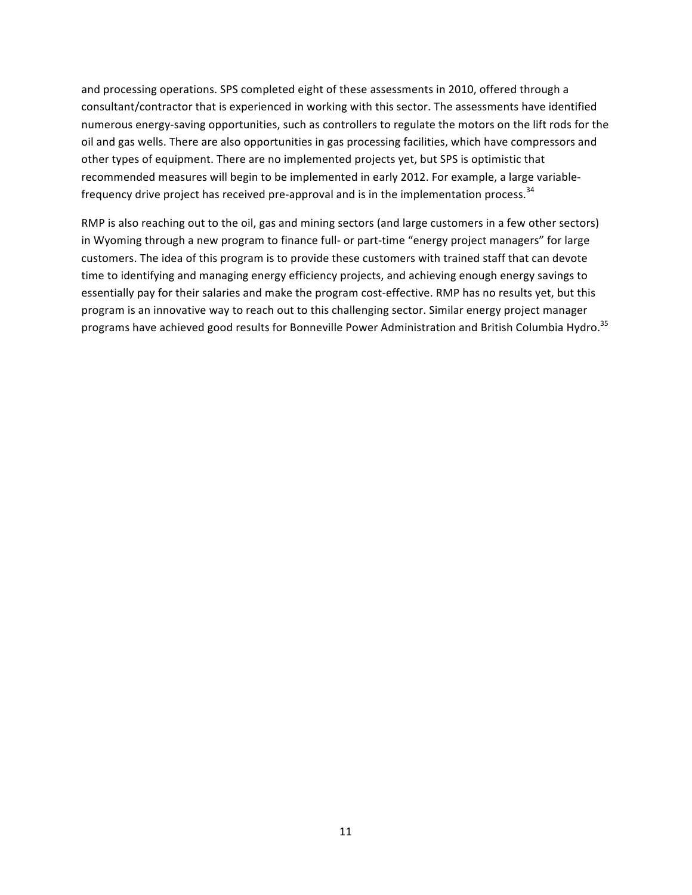and processing operations. SPS completed eight of these assessments in 2010, offered through a consultant/contractor that is experienced in working with this sector. The assessments have identified numerous energy-saving opportunities, such as controllers to regulate the motors on the lift rods for the oil and gas wells. There are also opportunities in gas processing facilities, which have compressors and other types of equipment. There are no implemented projects yet, but SPS is optimistic that recommended measures will begin to be implemented in early 2012. For example, a large variable-frequency drive project has received pre-approval and is in the implementation process.[34]

RMP is also reaching out to the oil, gas and mining sectors (and large customers in a few other sectors) in Wyoming through a new program to finance full- or part-time "energy project managers" for large customers. The idea of this program is to provide these customers with trained staff that can devote time to identifying and managing energy efficiency projects, and achieving enough energy savings to essentially pay for their salaries and make the program cost-effective. RMP has no results yet, but this program is an innovative way to reach out to this challenging sector. Similar energy project manager programs have achieved good results for Bonneville Power Administration and British Columbia Hydro.[35]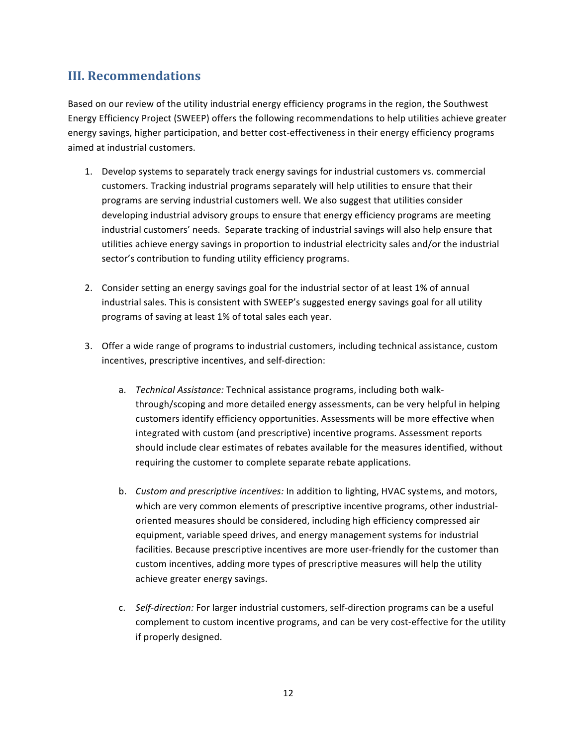## III. Recommendations

Based on our review of the utility industrial energy efficiency programs in the region, the Southwest Energy Efficiency Project (SWEEP) offers the following recommendations to help utilities achieve greater energy savings, higher participation, and better cost-effectiveness in their energy efficiency programs aimed at industrial customers.

1. Develop systems to separately track energy savings for industrial customers vs. commercial customers. Tracking industrial programs separately will help utilities to ensure that their programs are serving industrial customers well. We also suggest that utilities consider developing industrial advisory groups to ensure that energy efficiency programs are meeting industrial customers' needs. Separate tracking of industrial savings will also help ensure that utilities achieve energy savings in proportion to industrial electricity sales and/or the industrial sector's contribution to funding utility efficiency programs.

2. Consider setting an energy savings goal for the industrial sector of at least 1% of annual industrial sales. This is consistent with SWEEP's suggested energy savings goal for all utility programs of saving at least 1% of total sales each year.

3. Offer a wide range of programs to industrial customers, including technical assistance, custom incentives, prescriptive incentives, and self-direction:

    a. *Technical Assistance:* Technical assistance programs, including both walk-through/scoping and more detailed energy assessments, can be very helpful in helping customers identify efficiency opportunities. Assessments will be more effective when integrated with custom (and prescriptive) incentive programs. Assessment reports should include clear estimates of rebates available for the measures identified, without requiring the customer to complete separate rebate applications.

    b. *Custom and prescriptive incentives:* In addition to lighting, HVAC systems, and motors, which are very common elements of prescriptive incentive programs, other industrial-oriented measures should be considered, including high efficiency compressed air equipment, variable speed drives, and energy management systems for industrial facilities. Because prescriptive incentives are more user-friendly for the customer than custom incentives, adding more types of prescriptive measures will help the utility achieve greater energy savings.

    c. *Self-direction:* For larger industrial customers, self-direction programs can be a useful complement to custom incentive programs, and can be very cost-effective for the utility if properly designed.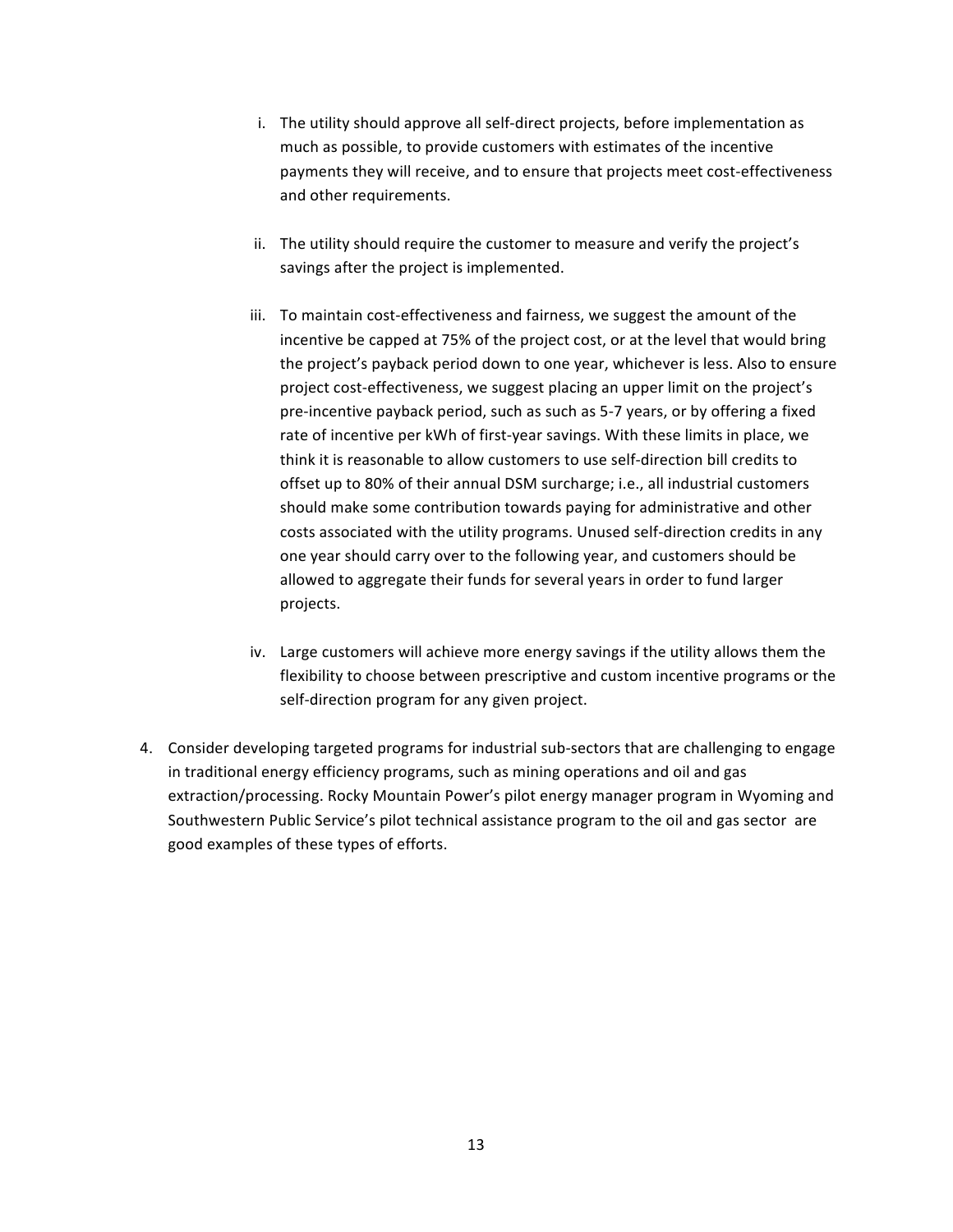i. The utility should approve all self-direct projects, before implementation as much as possible, to provide customers with estimates of the incentive payments they will receive, and to ensure that projects meet cost-effectiveness and other requirements.

ii. The utility should require the customer to measure and verify the project's savings after the project is implemented.

iii. To maintain cost-effectiveness and fairness, we suggest the amount of the incentive be capped at 75% of the project cost, or at the level that would bring the project's payback period down to one year, whichever is less. Also to ensure project cost-effectiveness, we suggest placing an upper limit on the project's pre-incentive payback period, such as such as 5-7 years, or by offering a fixed rate of incentive per kWh of first-year savings. With these limits in place, we think it is reasonable to allow customers to use self-direction bill credits to offset up to 80% of their annual DSM surcharge; i.e., all industrial customers should make some contribution towards paying for administrative and other costs associated with the utility programs. Unused self-direction credits in any one year should carry over to the following year, and customers should be allowed to aggregate their funds for several years in order to fund larger projects.

iv. Large customers will achieve more energy savings if the utility allows them the flexibility to choose between prescriptive and custom incentive programs or the self-direction program for any given project.

4. Consider developing targeted programs for industrial sub-sectors that are challenging to engage in traditional energy efficiency programs, such as mining operations and oil and gas extraction/processing. Rocky Mountain Power's pilot energy manager program in Wyoming and Southwestern Public Service's pilot technical assistance program to the oil and gas sector are good examples of these types of efforts.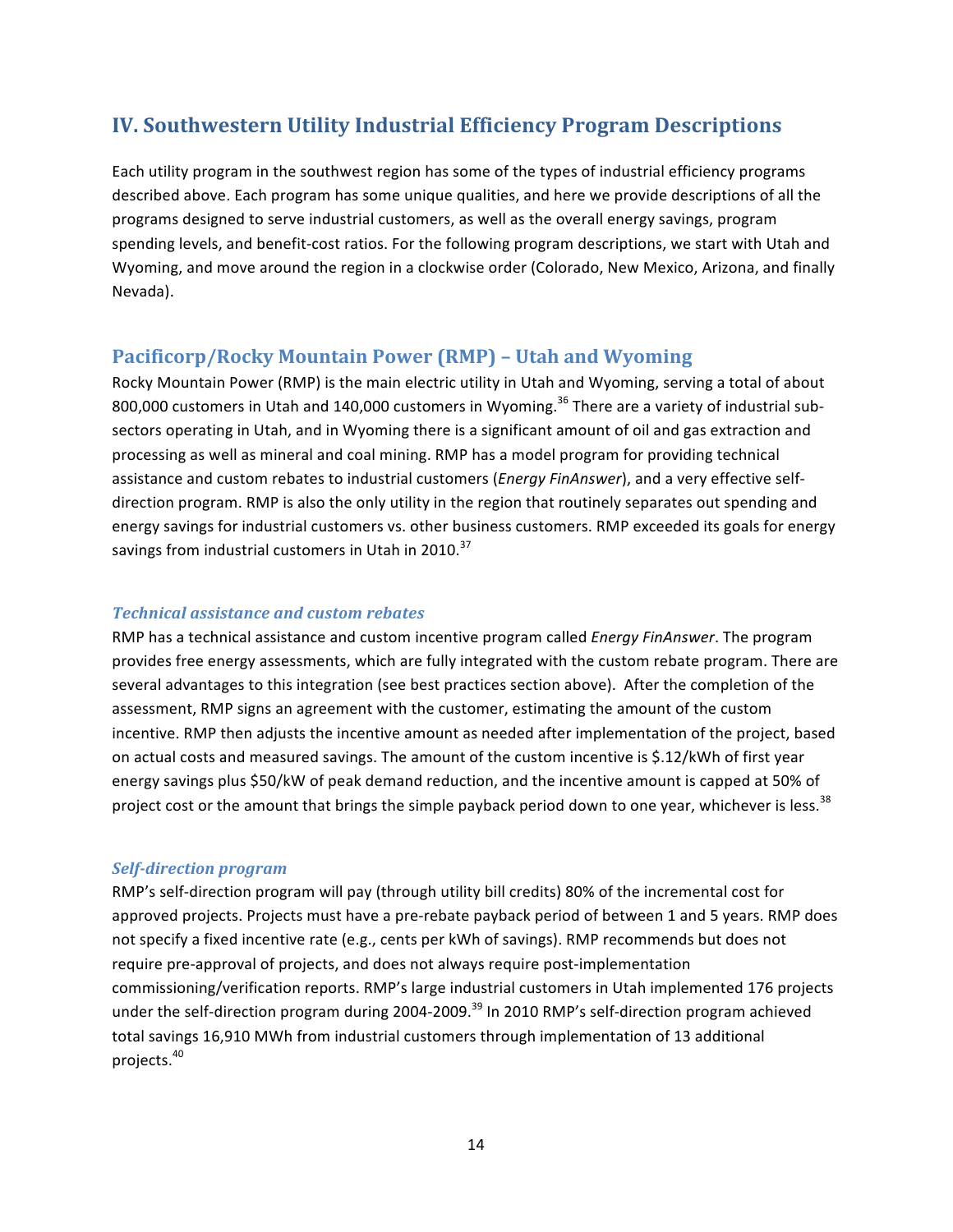## IV. Southwestern Utility Industrial Efficiency Program Descriptions

Each utility program in the southwest region has some of the types of industrial efficiency programs described above. Each program has some unique qualities, and here we provide descriptions of all the programs designed to serve industrial customers, as well as the overall energy savings, program spending levels, and benefit-cost ratios. For the following program descriptions, we start with Utah and Wyoming, and move around the region in a clockwise order (Colorado, New Mexico, Arizona, and finally Nevada).

### Pacificorp/Rocky Mountain Power (RMP) – Utah and Wyoming

Rocky Mountain Power (RMP) is the main electric utility in Utah and Wyoming, serving a total of about 800,000 customers in Utah and 140,000 customers in Wyoming.[36] There are a variety of industrial sub-sectors operating in Utah, and in Wyoming there is a significant amount of oil and gas extraction and processing as well as mineral and coal mining. RMP has a model program for providing technical assistance and custom rebates to industrial customers (*Energy FinAnswer*), and a very effective self-direction program. RMP is also the only utility in the region that routinely separates out spending and energy savings for industrial customers vs. other business customers. RMP exceeded its goals for energy savings from industrial customers in Utah in 2010.[37]

#### *Technical assistance and custom rebates*

RMP has a technical assistance and custom incentive program called *Energy FinAnswer*. The program provides free energy assessments, which are fully integrated with the custom rebate program. There are several advantages to this integration (see best practices section above). After the completion of the assessment, RMP signs an agreement with the customer, estimating the amount of the custom incentive. RMP then adjusts the incentive amount as needed after implementation of the project, based on actual costs and measured savings. The amount of the custom incentive is $.12/kWh of first year energy savings plus $50/kW of peak demand reduction, and the incentive amount is capped at 50% of project cost or the amount that brings the simple payback period down to one year, whichever is less.[38]

#### *Self-direction program*

RMP's self-direction program will pay (through utility bill credits) 80% of the incremental cost for approved projects. Projects must have a pre-rebate payback period of between 1 and 5 years. RMP does not specify a fixed incentive rate (e.g., cents per kWh of savings). RMP recommends but does not require pre-approval of projects, and does not always require post-implementation commissioning/verification reports. RMP's large industrial customers in Utah implemented 176 projects under the self-direction program during 2004-2009.[39] In 2010 RMP's self-direction program achieved total savings 16,910 MWh from industrial customers through implementation of 13 additional projects.[40]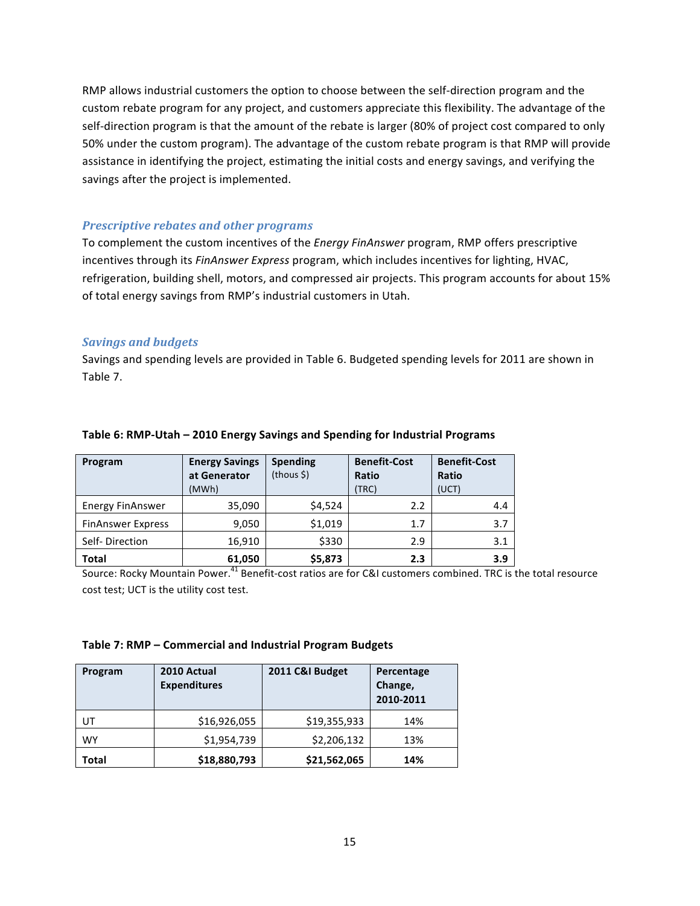RMP allows industrial customers the option to choose between the self-direction program and the custom rebate program for any project, and customers appreciate this flexibility. The advantage of the self-direction program is that the amount of the rebate is larger (80% of project cost compared to only 50% under the custom program). The advantage of the custom rebate program is that RMP will provide assistance in identifying the project, estimating the initial costs and energy savings, and verifying the savings after the project is implemented.

### *Prescriptive rebates and other programs*

To complement the custom incentives of the *Energy FinAnswer* program, RMP offers prescriptive incentives through its *FinAnswer Express* program, which includes incentives for lighting, HVAC, refrigeration, building shell, motors, and compressed air projects. This program accounts for about 15% of total energy savings from RMP's industrial customers in Utah.

### *Savings and budgets*

Savings and spending levels are provided in Table 6. Budgeted spending levels for 2011 are shown in Table 7.

**Table 6: RMP-Utah – 2010 Energy Savings and Spending for Industrial Programs**

| Program | Energy Savings at Generator (MWh) | Spending (thous $) | Benefit-Cost Ratio (TRC) | Benefit-Cost Ratio (UCT) |
|---|---|---|---|---|
| Energy FinAnswer | 35,090 | $4,524 | 2.2 | 4.4 |
| FinAnswer Express | 9,050 | $1,019 | 1.7 | 3.7 |
| Self- Direction | 16,910 | $330 | 2.9 | 3.1 |
| **Total** | **61,050** | **$5,873** | **2.3** | **3.9** |

Source: Rocky Mountain Power.[41] Benefit-cost ratios are for C&I customers combined. TRC is the total resource cost test; UCT is the utility cost test.

**Table 7: RMP – Commercial and Industrial Program Budgets**

| Program | 2010 Actual Expenditures | 2011 C&I Budget | Percentage Change, 2010-2011 |
|---|---|---|---|
| UT | $16,926,055 | $19,355,933 | 14% |
| WY | $1,954,739 | $2,206,132 | 13% |
| **Total** | **$18,880,793** | **$21,562,065** | **14%** |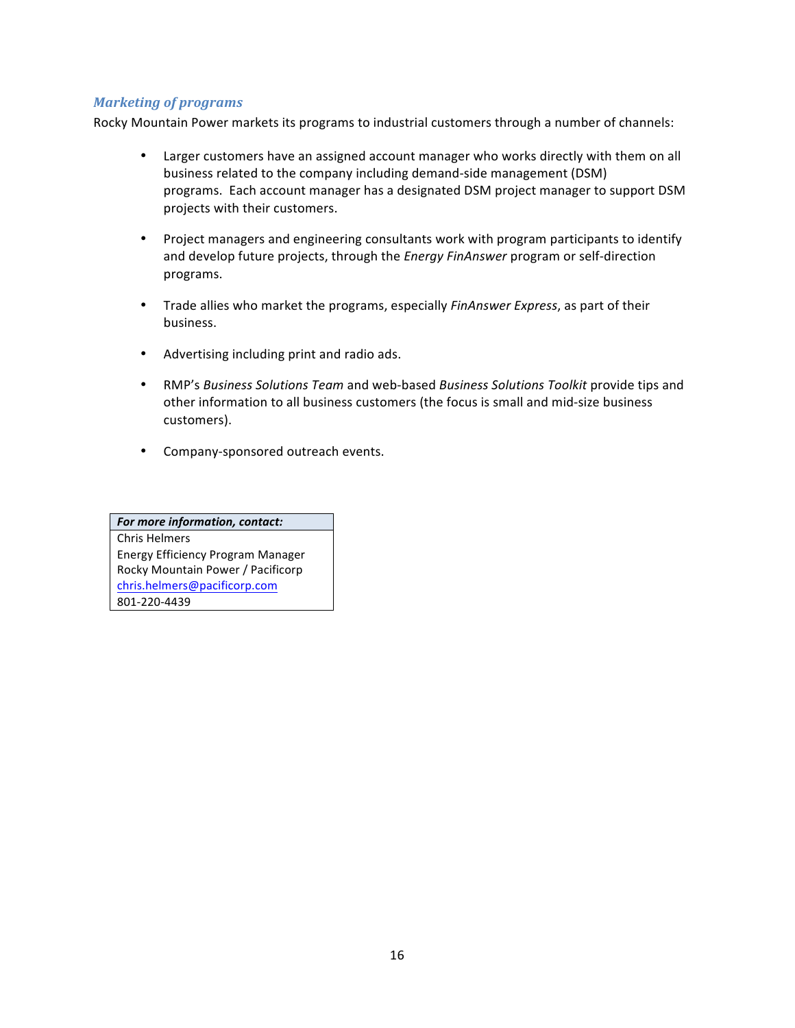### *Marketing of programs*

Rocky Mountain Power markets its programs to industrial customers through a number of channels:

- Larger customers have an assigned account manager who works directly with them on all business related to the company including demand-side management (DSM) programs. Each account manager has a designated DSM project manager to support DSM projects with their customers.

- Project managers and engineering consultants work with program participants to identify and develop future projects, through the *Energy FinAnswer* program or self-direction programs.

- Trade allies who market the programs, especially *FinAnswer Express*, as part of their business.

- Advertising including print and radio ads.

- RMP's *Business Solutions Team* and web-based *Business Solutions Toolkit* provide tips and other information to all business customers (the focus is small and mid-size business customers).

- Company-sponsored outreach events.

| ***For more information, contact:*** |
| --- |
| Chris Helmers |
| Energy Efficiency Program Manager |
| Rocky Mountain Power / Pacificorp |
| chris.helmers@pacificorp.com |
| 801-220-4439 |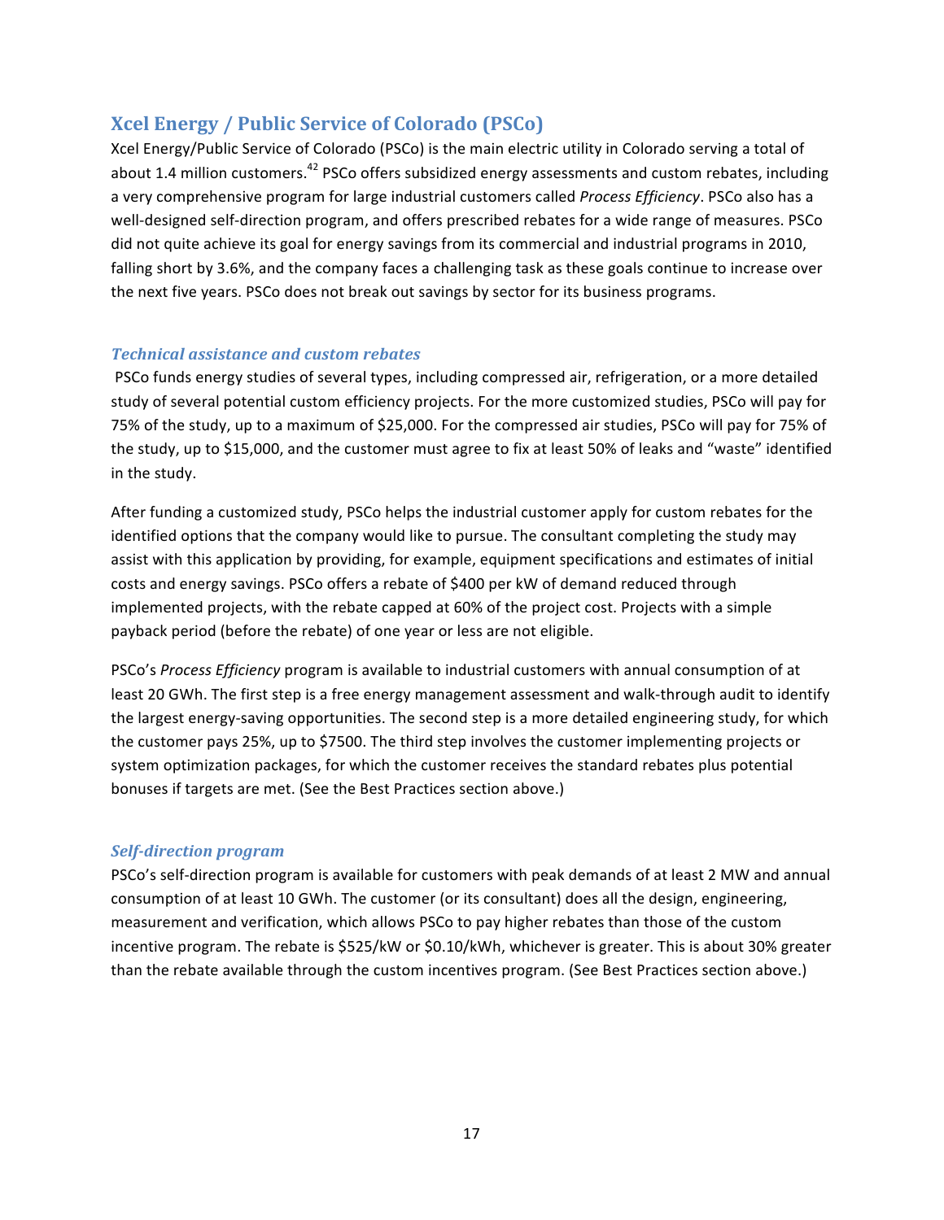## Xcel Energy / Public Service of Colorado (PSCo)

Xcel Energy/Public Service of Colorado (PSCo) is the main electric utility in Colorado serving a total of about 1.4 million customers.[42] PSCo offers subsidized energy assessments and custom rebates, including a very comprehensive program for large industrial customers called *Process Efficiency*. PSCo also has a well-designed self-direction program, and offers prescribed rebates for a wide range of measures. PSCo did not quite achieve its goal for energy savings from its commercial and industrial programs in 2010, falling short by 3.6%, and the company faces a challenging task as these goals continue to increase over the next five years. PSCo does not break out savings by sector for its business programs.

### *Technical assistance and custom rebates*

PSCo funds energy studies of several types, including compressed air, refrigeration, or a more detailed study of several potential custom efficiency projects. For the more customized studies, PSCo will pay for 75% of the study, up to a maximum of $25,000. For the compressed air studies, PSCo will pay for 75% of the study, up to $15,000, and the customer must agree to fix at least 50% of leaks and "waste" identified in the study.

After funding a customized study, PSCo helps the industrial customer apply for custom rebates for the identified options that the company would like to pursue. The consultant completing the study may assist with this application by providing, for example, equipment specifications and estimates of initial costs and energy savings. PSCo offers a rebate of $400 per kW of demand reduced through implemented projects, with the rebate capped at 60% of the project cost. Projects with a simple payback period (before the rebate) of one year or less are not eligible.

PSCo's *Process Efficiency* program is available to industrial customers with annual consumption of at least 20 GWh. The first step is a free energy management assessment and walk-through audit to identify the largest energy-saving opportunities. The second step is a more detailed engineering study, for which the customer pays 25%, up to $7500. The third step involves the customer implementing projects or system optimization packages, for which the customer receives the standard rebates plus potential bonuses if targets are met. (See the Best Practices section above.)

### *Self-direction program*

PSCo's self-direction program is available for customers with peak demands of at least 2 MW and annual consumption of at least 10 GWh. The customer (or its consultant) does all the design, engineering, measurement and verification, which allows PSCo to pay higher rebates than those of the custom incentive program. The rebate is $525/kW or $0.10/kWh, whichever is greater. This is about 30% greater than the rebate available through the custom incentives program. (See Best Practices section above.)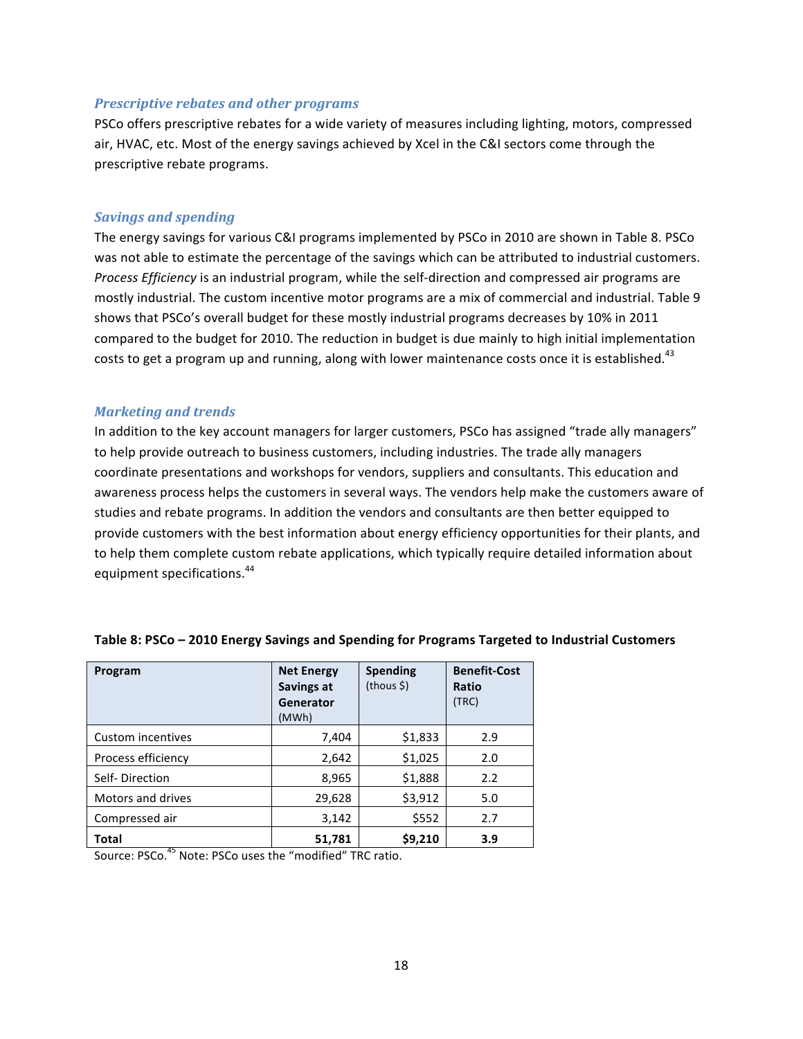### *Prescriptive rebates and other programs*

PSCo offers prescriptive rebates for a wide variety of measures including lighting, motors, compressed air, HVAC, etc. Most of the energy savings achieved by Xcel in the C&I sectors come through the prescriptive rebate programs.

### *Savings and spending*

The energy savings for various C&I programs implemented by PSCo in 2010 are shown in Table 8. PSCo was not able to estimate the percentage of the savings which can be attributed to industrial customers. *Process Efficiency* is an industrial program, while the self-direction and compressed air programs are mostly industrial. The custom incentive motor programs are a mix of commercial and industrial. Table 9 shows that PSCo's overall budget for these mostly industrial programs decreases by 10% in 2011 compared to the budget for 2010. The reduction in budget is due mainly to high initial implementation costs to get a program up and running, along with lower maintenance costs once it is established.[43]

### *Marketing and trends*

In addition to the key account managers for larger customers, PSCo has assigned "trade ally managers" to help provide outreach to business customers, including industries. The trade ally managers coordinate presentations and workshops for vendors, suppliers and consultants. This education and awareness process helps the customers in several ways. The vendors help make the customers aware of studies and rebate programs. In addition the vendors and consultants are then better equipped to provide customers with the best information about energy efficiency opportunities for their plants, and to help them complete custom rebate applications, which typically require detailed information about equipment specifications.[44]

**Table 8: PSCo – 2010 Energy Savings and Spending for Programs Targeted to Industrial Customers**

| Program | Net Energy Savings at Generator (MWh) | Spending (thous $) | Benefit-Cost Ratio (TRC) |
|---|---|---|---|
| Custom incentives | 7,404 | $1,833 | 2.9 |
| Process efficiency | 2,642 | $1,025 | 2.0 |
| Self- Direction | 8,965 | $1,888 | 2.2 |
| Motors and drives | 29,628 | $3,912 | 5.0 |
| Compressed air | 3,142 | $552 | 2.7 |
| **Total** | **51,781** | **$9,210** | **3.9** |

Source: PSCo.[45] Note: PSCo uses the "modified" TRC ratio.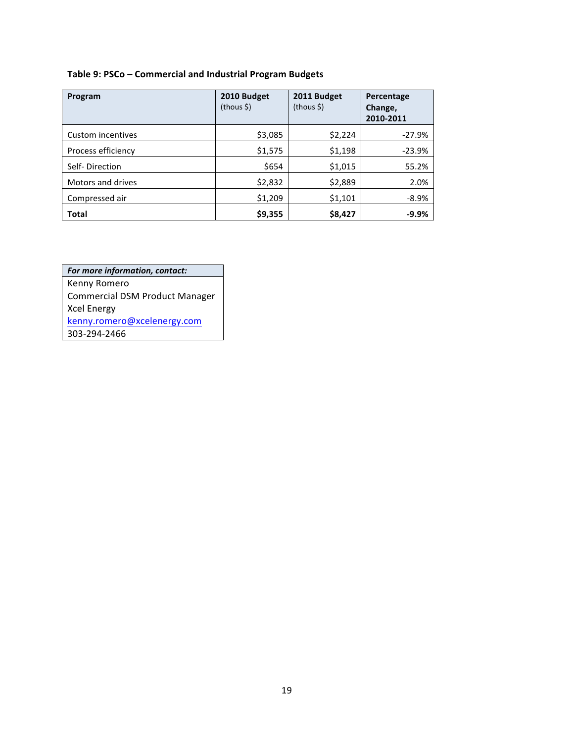**Table 9: PSCo – Commercial and Industrial Program Budgets**

| Program | 2010 Budget (thous $) | 2011 Budget (thous $) | Percentage Change, 2010-2011 |
|---|---|---|---|
| Custom incentives | $3,085 | $2,224 | -27.9% |
| Process efficiency | $1,575 | $1,198 | -23.9% |
| Self- Direction | $654 | $1,015 | 55.2% |
| Motors and drives | $2,832 | $2,889 | 2.0% |
| Compressed air | $1,209 | $1,101 | -8.9% |
| **Total** | **$9,355** | **$8,427** | **-9.9%** |

| ***For more information, contact:*** |
|---|
| Kenny Romero<br>Commercial DSM Product Manager<br>Xcel Energy<br>kenny.romero@xcelenergy.com<br>303-294-2466 |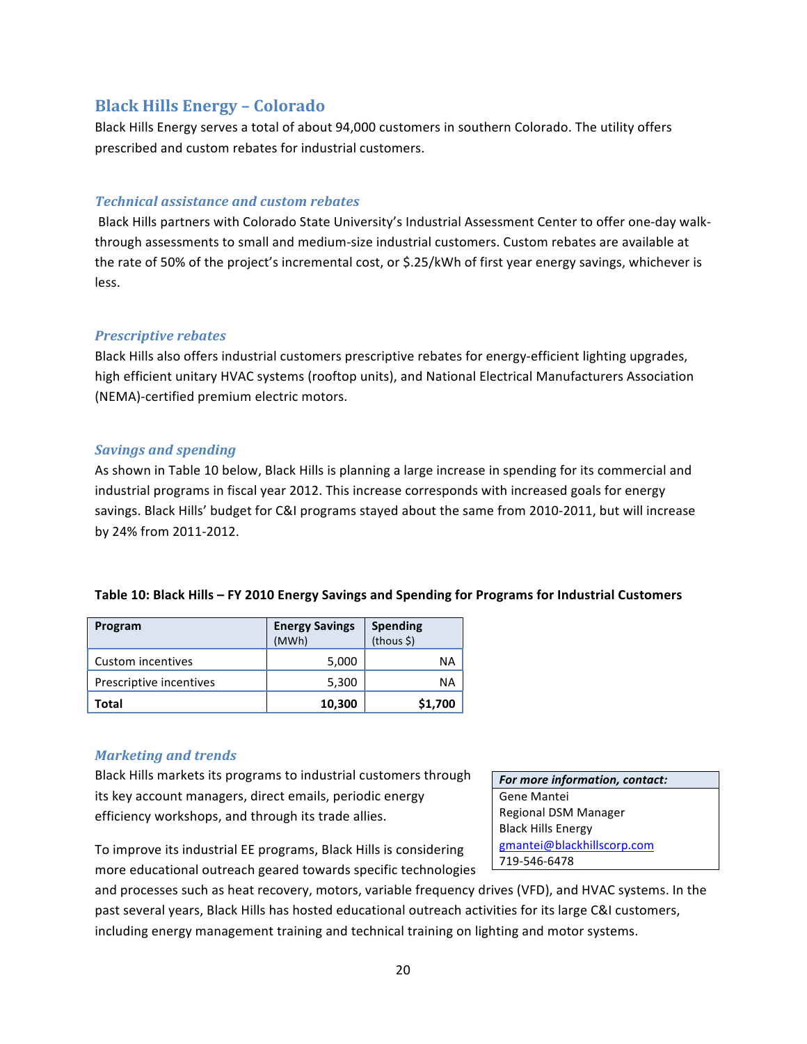## Black Hills Energy – Colorado

Black Hills Energy serves a total of about 94,000 customers in southern Colorado. The utility offers prescribed and custom rebates for industrial customers.

### *Technical assistance and custom rebates*

Black Hills partners with Colorado State University's Industrial Assessment Center to offer one-day walk-through assessments to small and medium-size industrial customers. Custom rebates are available at the rate of 50% of the project's incremental cost, or $.25/kWh of first year energy savings, whichever is less.

### *Prescriptive rebates*

Black Hills also offers industrial customers prescriptive rebates for energy-efficient lighting upgrades, high efficient unitary HVAC systems (rooftop units), and National Electrical Manufacturers Association (NEMA)-certified premium electric motors.

### *Savings and spending*

As shown in Table 10 below, Black Hills is planning a large increase in spending for its commercial and industrial programs in fiscal year 2012. This increase corresponds with increased goals for energy savings. Black Hills' budget for C&I programs stayed about the same from 2010-2011, but will increase by 24% from 2011-2012.

**Table 10: Black Hills – FY 2010 Energy Savings and Spending for Programs for Industrial Customers**

| Program | Energy Savings (MWh) | Spending (thous $) |
|---|---|---|
| Custom incentives | 5,000 | NA |
| Prescriptive incentives | 5,300 | NA |
| **Total** | **10,300** | **$1,700** |

### *Marketing and trends*

Black Hills markets its programs to industrial customers through its key account managers, direct emails, periodic energy efficiency workshops, and through its trade allies.

| *For more information, contact:* |
|---|
| Gene Mantei<br>Regional DSM Manager<br>Black Hills Energy<br>gmantei@blackhillscorp.com<br>719-546-6478 |

To improve its industrial EE programs, Black Hills is considering more educational outreach geared towards specific technologies and processes such as heat recovery, motors, variable frequency drives (VFD), and HVAC systems. In the past several years, Black Hills has hosted educational outreach activities for its large C&I customers, including energy management training and technical training on lighting and motor systems.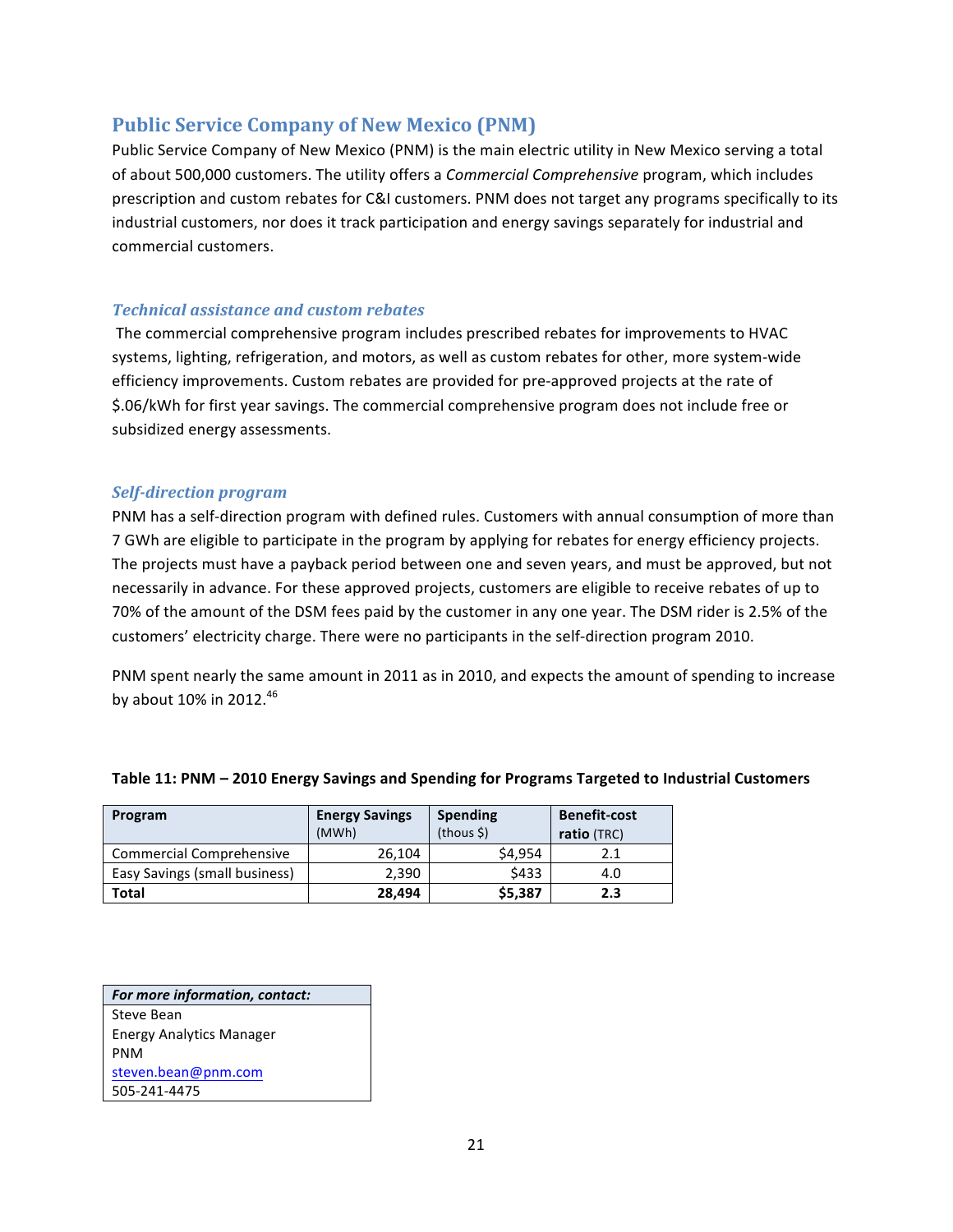## Public Service Company of New Mexico (PNM)

Public Service Company of New Mexico (PNM) is the main electric utility in New Mexico serving a total of about 500,000 customers. The utility offers a *Commercial Comprehensive* program, which includes prescription and custom rebates for C&I customers. PNM does not target any programs specifically to its industrial customers, nor does it track participation and energy savings separately for industrial and commercial customers.

### *Technical assistance and custom rebates*

The commercial comprehensive program includes prescribed rebates for improvements to HVAC systems, lighting, refrigeration, and motors, as well as custom rebates for other, more system-wide efficiency improvements. Custom rebates are provided for pre-approved projects at the rate of $.06/kWh for first year savings. The commercial comprehensive program does not include free or subsidized energy assessments.

### *Self-direction program*

PNM has a self-direction program with defined rules. Customers with annual consumption of more than 7 GWh are eligible to participate in the program by applying for rebates for energy efficiency projects. The projects must have a payback period between one and seven years, and must be approved, but not necessarily in advance. For these approved projects, customers are eligible to receive rebates of up to 70% of the amount of the DSM fees paid by the customer in any one year. The DSM rider is 2.5% of the customers' electricity charge. There were no participants in the self-direction program 2010.

PNM spent nearly the same amount in 2011 as in 2010, and expects the amount of spending to increase by about 10% in 2012.[46]

**Table 11: PNM – 2010 Energy Savings and Spending for Programs Targeted to Industrial Customers**

| Program | Energy Savings (MWh) | Spending (thous $) | Benefit-cost ratio (TRC) |
|---|---|---|---|
| Commercial Comprehensive | 26,104 | $4,954 | 2.1 |
| Easy Savings (small business) | 2,390 | $433 | 4.0 |
| **Total** | **28,494** | **$5,387** | **2.3** |

| ***For more information, contact:*** |
|---|
| Steve Bean |
| Energy Analytics Manager |
| PNM |
| steven.bean@pnm.com |
| 505-241-4475 |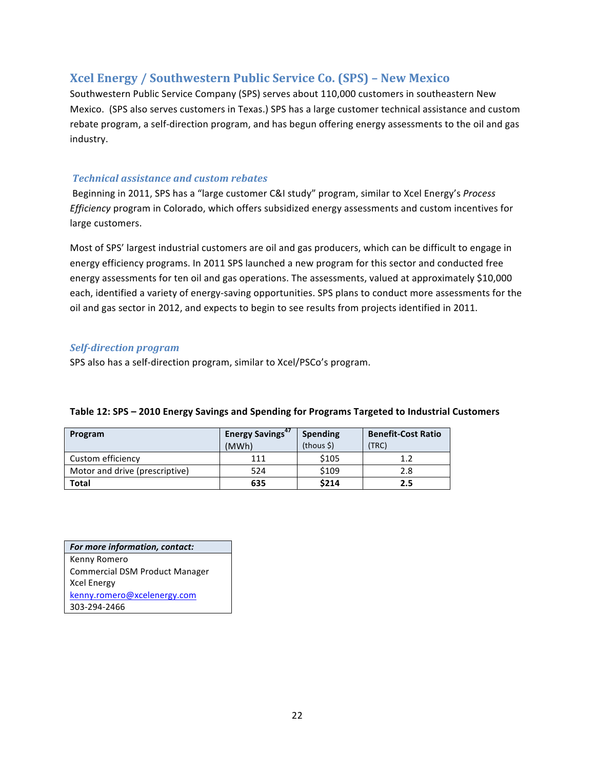## Xcel Energy / Southwestern Public Service Co. (SPS) – New Mexico

Southwestern Public Service Company (SPS) serves about 110,000 customers in southeastern New Mexico. (SPS also serves customers in Texas.) SPS has a large customer technical assistance and custom rebate program, a self-direction program, and has begun offering energy assessments to the oil and gas industry.

### *Technical assistance and custom rebates*

Beginning in 2011, SPS has a "large customer C&I study" program, similar to Xcel Energy's *Process Efficiency* program in Colorado, which offers subsidized energy assessments and custom incentives for large customers.

Most of SPS' largest industrial customers are oil and gas producers, which can be difficult to engage in energy efficiency programs. In 2011 SPS launched a new program for this sector and conducted free energy assessments for ten oil and gas operations. The assessments, valued at approximately $10,000 each, identified a variety of energy-saving opportunities. SPS plans to conduct more assessments for the oil and gas sector in 2012, and expects to begin to see results from projects identified in 2011.

### *Self-direction program*

SPS also has a self-direction program, similar to Xcel/PSCo's program.

**Table 12: SPS – 2010 Energy Savings and Spending for Programs Targeted to Industrial Customers**

| Program | Energy Savings[47] (MWh) | Spending (thous $) | Benefit-Cost Ratio (TRC) |
|---|---|---|---|
| Custom efficiency | 111 | $105 | 1.2 |
| Motor and drive (prescriptive) | 524 | $109 | 2.8 |
| **Total** | **635** | **$214** | **2.5** |

| ***For more information, contact:*** |
|---|
| Kenny Romero |
| Commercial DSM Product Manager |
| Xcel Energy |
| kenny.romero@xcelenergy.com |
| 303-294-2466 |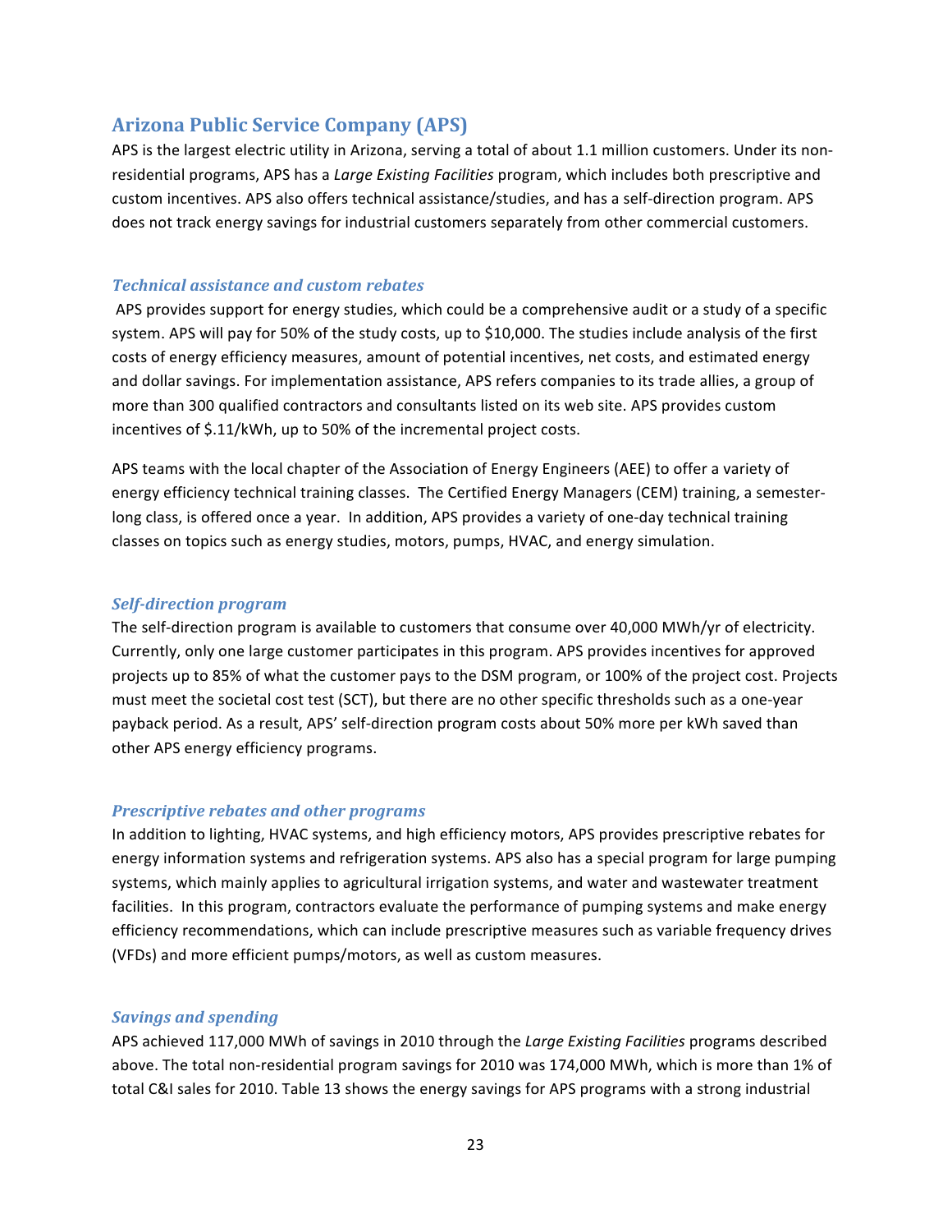## Arizona Public Service Company (APS)

APS is the largest electric utility in Arizona, serving a total of about 1.1 million customers. Under its non-residential programs, APS has a *Large Existing Facilities* program, which includes both prescriptive and custom incentives. APS also offers technical assistance/studies, and has a self-direction program. APS does not track energy savings for industrial customers separately from other commercial customers.

### *Technical assistance and custom rebates*

APS provides support for energy studies, which could be a comprehensive audit or a study of a specific system. APS will pay for 50% of the study costs, up to $10,000. The studies include analysis of the first costs of energy efficiency measures, amount of potential incentives, net costs, and estimated energy and dollar savings. For implementation assistance, APS refers companies to its trade allies, a group of more than 300 qualified contractors and consultants listed on its web site. APS provides custom incentives of $.11/kWh, up to 50% of the incremental project costs.

APS teams with the local chapter of the Association of Energy Engineers (AEE) to offer a variety of energy efficiency technical training classes. The Certified Energy Managers (CEM) training, a semester-long class, is offered once a year. In addition, APS provides a variety of one-day technical training classes on topics such as energy studies, motors, pumps, HVAC, and energy simulation.

### *Self-direction program*

The self-direction program is available to customers that consume over 40,000 MWh/yr of electricity. Currently, only one large customer participates in this program. APS provides incentives for approved projects up to 85% of what the customer pays to the DSM program, or 100% of the project cost. Projects must meet the societal cost test (SCT), but there are no other specific thresholds such as a one-year payback period. As a result, APS' self-direction program costs about 50% more per kWh saved than other APS energy efficiency programs.

### *Prescriptive rebates and other programs*

In addition to lighting, HVAC systems, and high efficiency motors, APS provides prescriptive rebates for energy information systems and refrigeration systems. APS also has a special program for large pumping systems, which mainly applies to agricultural irrigation systems, and water and wastewater treatment facilities. In this program, contractors evaluate the performance of pumping systems and make energy efficiency recommendations, which can include prescriptive measures such as variable frequency drives (VFDs) and more efficient pumps/motors, as well as custom measures.

### *Savings and spending*

APS achieved 117,000 MWh of savings in 2010 through the *Large Existing Facilities* programs described above. The total non-residential program savings for 2010 was 174,000 MWh, which is more than 1% of total C&I sales for 2010. Table 13 shows the energy savings for APS programs with a strong industrial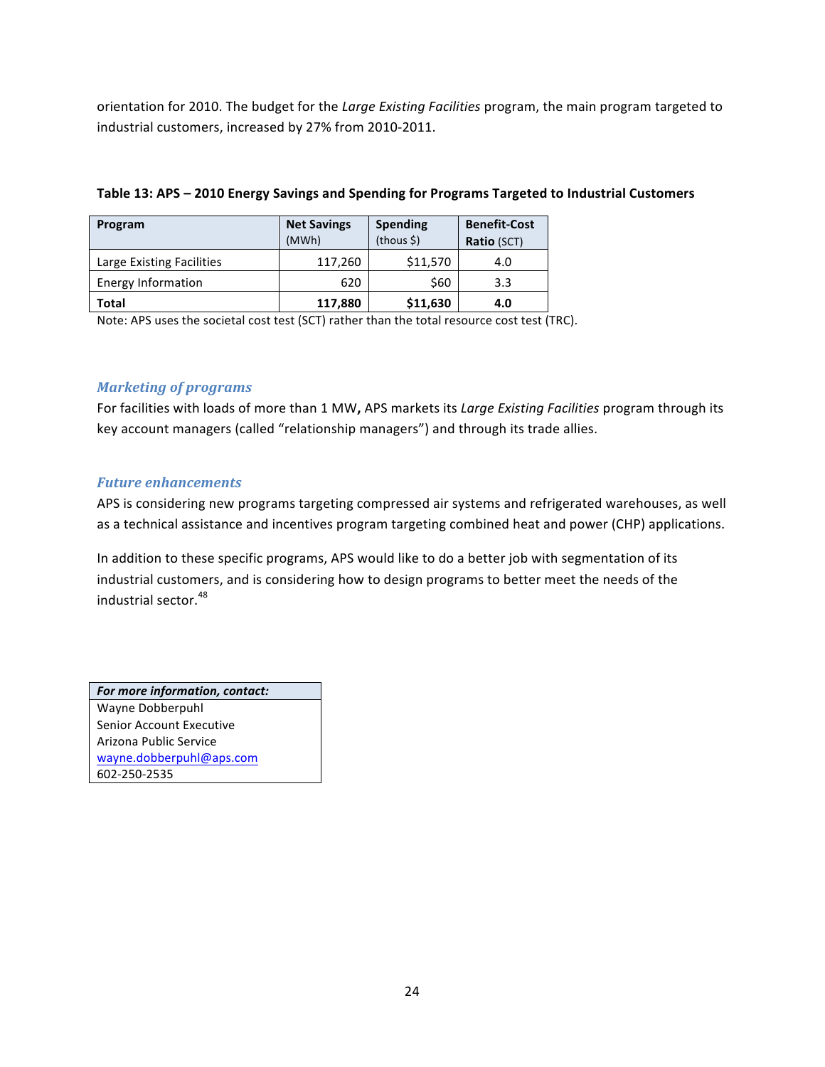orientation for 2010. The budget for the *Large Existing Facilities* program, the main program targeted to industrial customers, increased by 27% from 2010-2011.

**Table 13: APS – 2010 Energy Savings and Spending for Programs Targeted to Industrial Customers**

| Program | Net Savings (MWh) | Spending (thous $) | Benefit-Cost Ratio (SCT) |
|---|---|---|---|
| Large Existing Facilities | 117,260 | $11,570 | 4.0 |
| Energy Information | 620 | $60 | 3.3 |
| **Total** | **117,880** | **$11,630** | **4.0** |

Note: APS uses the societal cost test (SCT) rather than the total resource cost test (TRC).

### *Marketing of programs*

For facilities with loads of more than 1 MW**,** APS markets its *Large Existing Facilities* program through its key account managers (called "relationship managers") and through its trade allies.

### *Future enhancements*

APS is considering new programs targeting compressed air systems and refrigerated warehouses, as well as a technical assistance and incentives program targeting combined heat and power (CHP) applications.

In addition to these specific programs, APS would like to do a better job with segmentation of its industrial customers, and is considering how to design programs to better meet the needs of the industrial sector.[48]

| ***For more information, contact:*** |
|---|
| Wayne Dobberpuhl<br>Senior Account Executive<br>Arizona Public Service<br>wayne.dobberpuhl@aps.com<br>602-250-2535 |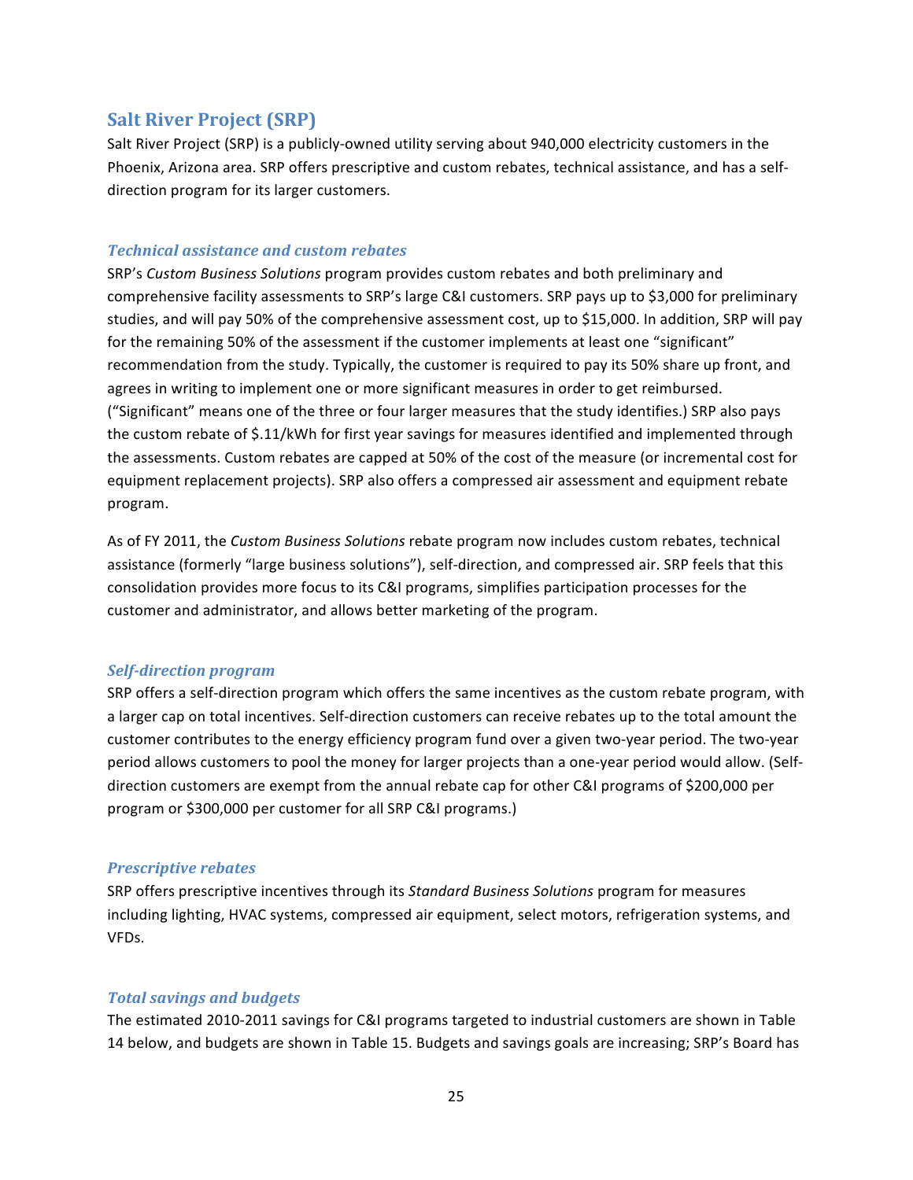## Salt River Project (SRP)

Salt River Project (SRP) is a publicly-owned utility serving about 940,000 electricity customers in the Phoenix, Arizona area. SRP offers prescriptive and custom rebates, technical assistance, and has a self-direction program for its larger customers.

### *Technical assistance and custom rebates*

SRP's *Custom Business Solutions* program provides custom rebates and both preliminary and comprehensive facility assessments to SRP's large C&I customers. SRP pays up to $3,000 for preliminary studies, and will pay 50% of the comprehensive assessment cost, up to $15,000. In addition, SRP will pay for the remaining 50% of the assessment if the customer implements at least one "significant" recommendation from the study. Typically, the customer is required to pay its 50% share up front, and agrees in writing to implement one or more significant measures in order to get reimbursed. ("Significant" means one of the three or four larger measures that the study identifies.) SRP also pays the custom rebate of $.11/kWh for first year savings for measures identified and implemented through the assessments. Custom rebates are capped at 50% of the cost of the measure (or incremental cost for equipment replacement projects). SRP also offers a compressed air assessment and equipment rebate program.

As of FY 2011, the *Custom Business Solutions* rebate program now includes custom rebates, technical assistance (formerly "large business solutions"), self-direction, and compressed air. SRP feels that this consolidation provides more focus to its C&I programs, simplifies participation processes for the customer and administrator, and allows better marketing of the program.

### *Self-direction program*

SRP offers a self-direction program which offers the same incentives as the custom rebate program, with a larger cap on total incentives. Self-direction customers can receive rebates up to the total amount the customer contributes to the energy efficiency program fund over a given two-year period. The two-year period allows customers to pool the money for larger projects than a one-year period would allow. (Self-direction customers are exempt from the annual rebate cap for other C&I programs of $200,000 per program or $300,000 per customer for all SRP C&I programs.)

### *Prescriptive rebates*

SRP offers prescriptive incentives through its *Standard Business Solutions* program for measures including lighting, HVAC systems, compressed air equipment, select motors, refrigeration systems, and VFDs.

### *Total savings and budgets*

The estimated 2010-2011 savings for C&I programs targeted to industrial customers are shown in Table 14 below, and budgets are shown in Table 15. Budgets and savings goals are increasing; SRP's Board has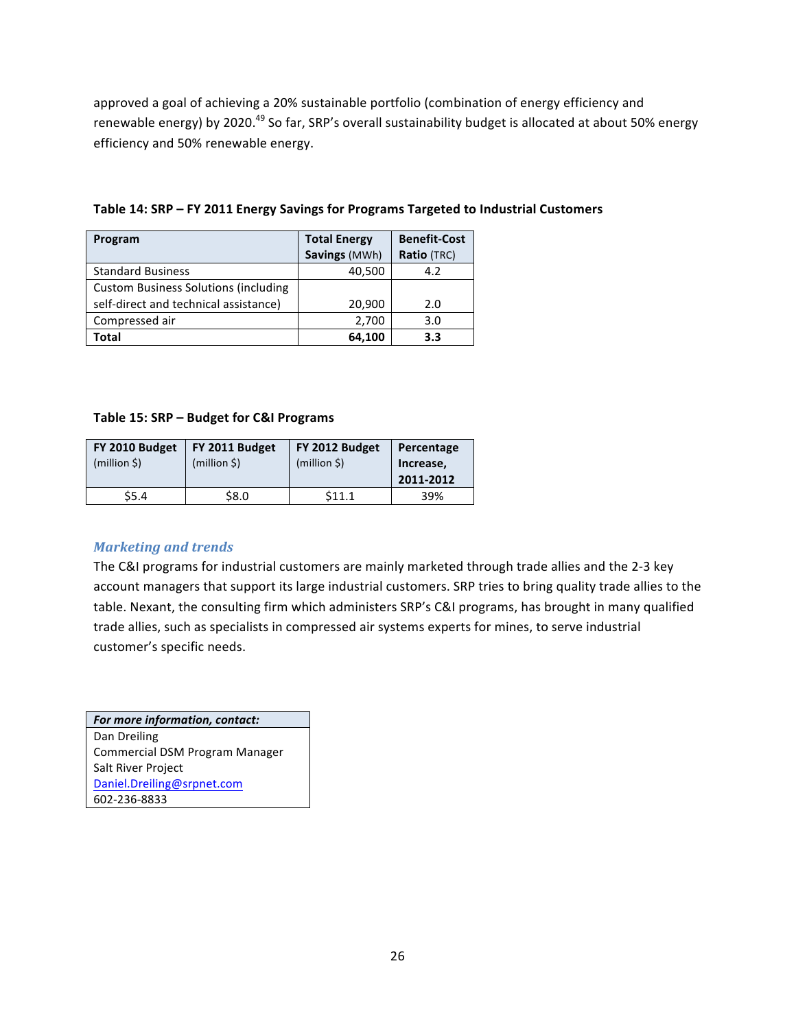approved a goal of achieving a 20% sustainable portfolio (combination of energy efficiency and renewable energy) by 2020.[49] So far, SRP's overall sustainability budget is allocated at about 50% energy efficiency and 50% renewable energy.

**Table 14: SRP – FY 2011 Energy Savings for Programs Targeted to Industrial Customers**

| Program | Total Energy Savings (MWh) | Benefit-Cost Ratio (TRC) |
|---|---|---|
| Standard Business | 40,500 | 4.2 |
| Custom Business Solutions (including self-direct and technical assistance) | 20,900 | 2.0 |
| Compressed air | 2,700 | 3.0 |
| **Total** | **64,100** | **3.3** |

**Table 15: SRP – Budget for C&I Programs**

| FY 2010 Budget (million $) | FY 2011 Budget (million $) | FY 2012 Budget (million $) | Percentage Increase, 2011-2012 |
|---|---|---|---|
| $5.4 | $8.0 | $11.1 | 39% |

### *Marketing and trends*

The C&I programs for industrial customers are mainly marketed through trade allies and the 2-3 key account managers that support its large industrial customers. SRP tries to bring quality trade allies to the table. Nexant, the consulting firm which administers SRP's C&I programs, has brought in many qualified trade allies, such as specialists in compressed air systems experts for mines, to serve industrial customer's specific needs.

| ***For more information, contact:*** |
|---|
| Dan Dreiling |
| Commercial DSM Program Manager |
| Salt River Project |
| Daniel.Dreiling@srpnet.com |
| 602-236-8833 |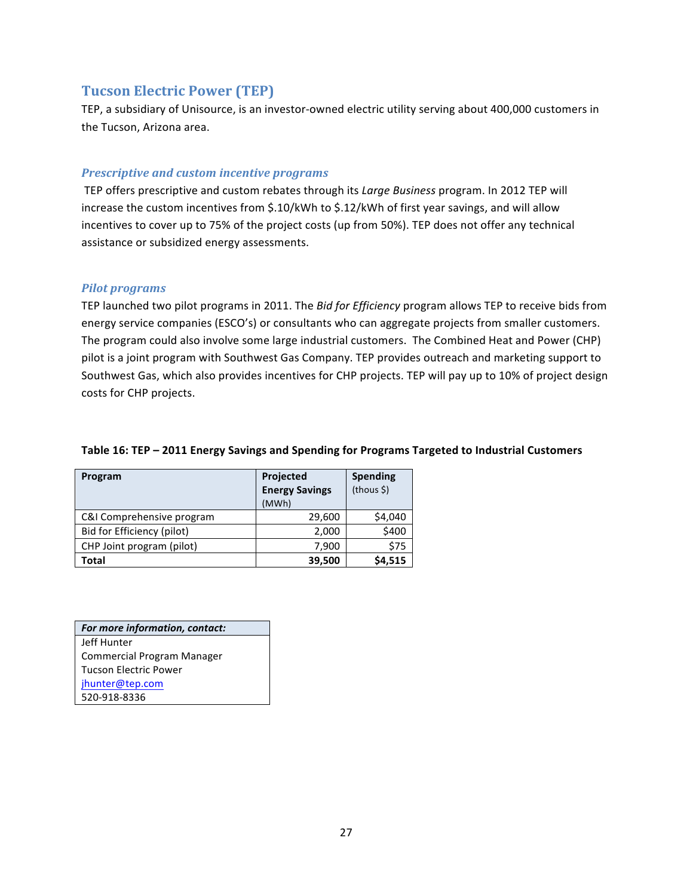## Tucson Electric Power (TEP)

TEP, a subsidiary of Unisource, is an investor-owned electric utility serving about 400,000 customers in the Tucson, Arizona area.

### *Prescriptive and custom incentive programs*

TEP offers prescriptive and custom rebates through its *Large Business* program. In 2012 TEP will increase the custom incentives from $.10/kWh to $.12/kWh of first year savings, and will allow incentives to cover up to 75% of the project costs (up from 50%). TEP does not offer any technical assistance or subsidized energy assessments.

### *Pilot programs*

TEP launched two pilot programs in 2011. The *Bid for Efficiency* program allows TEP to receive bids from energy service companies (ESCO's) or consultants who can aggregate projects from smaller customers. The program could also involve some large industrial customers. The Combined Heat and Power (CHP) pilot is a joint program with Southwest Gas Company. TEP provides outreach and marketing support to Southwest Gas, which also provides incentives for CHP projects. TEP will pay up to 10% of project design costs for CHP projects.

**Table 16: TEP – 2011 Energy Savings and Spending for Programs Targeted to Industrial Customers**

| **Program** | **Projected Energy Savings** (MWh) | **Spending** (thous $) |
|---|---|---|
| C&I Comprehensive program | 29,600 | $4,040 |
| Bid for Efficiency (pilot) | 2,000 | $400 |
| CHP Joint program (pilot) | 7,900 | $75 |
| **Total** | **39,500** | **$4,515** |

| ***For more information, contact:*** |
|---|
| Jeff Hunter |
| Commercial Program Manager |
| Tucson Electric Power |
| jhunter@tep.com |
| 520-918-8336 |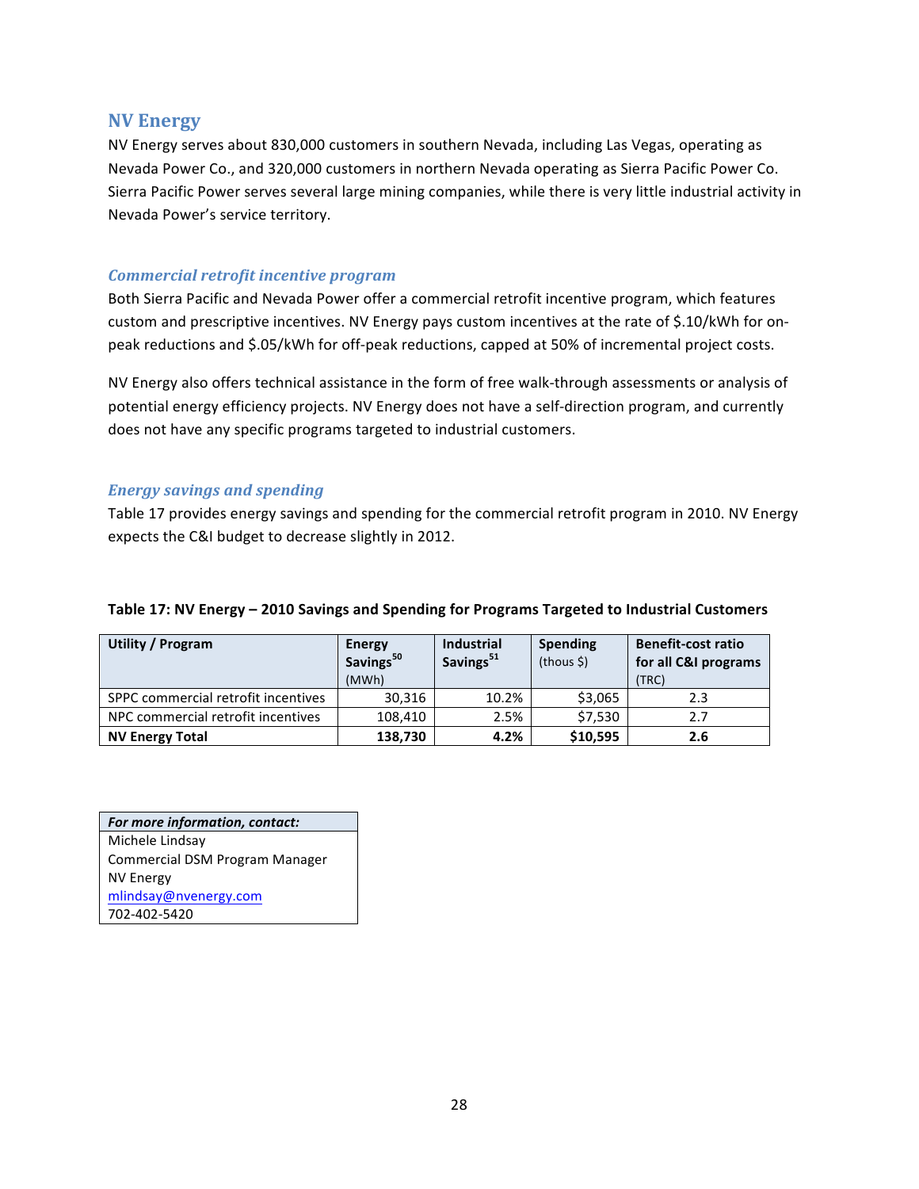## NV Energy

NV Energy serves about 830,000 customers in southern Nevada, including Las Vegas, operating as Nevada Power Co., and 320,000 customers in northern Nevada operating as Sierra Pacific Power Co. Sierra Pacific Power serves several large mining companies, while there is very little industrial activity in Nevada Power's service territory.

### *Commercial retrofit incentive program*

Both Sierra Pacific and Nevada Power offer a commercial retrofit incentive program, which features custom and prescriptive incentives. NV Energy pays custom incentives at the rate of $.10/kWh for on-peak reductions and $.05/kWh for off-peak reductions, capped at 50% of incremental project costs.

NV Energy also offers technical assistance in the form of free walk-through assessments or analysis of potential energy efficiency projects. NV Energy does not have a self-direction program, and currently does not have any specific programs targeted to industrial customers.

### *Energy savings and spending*

Table 17 provides energy savings and spending for the commercial retrofit program in 2010. NV Energy expects the C&I budget to decrease slightly in 2012.

**Table 17: NV Energy – 2010 Savings and Spending for Programs Targeted to Industrial Customers**

| Utility / Program | Energy Savings[50] (MWh) | Industrial Savings[51] | Spending (thous $) | Benefit-cost ratio for all C&I programs (TRC) |
|---|---|---|---|---|
| SPPC commercial retrofit incentives | 30,316 | 10.2% | $3,065 | 2.3 |
| NPC commercial retrofit incentives | 108,410 | 2.5% | $7,530 | 2.7 |
| **NV Energy Total** | **138,730** | **4.2%** | **$10,595** | **2.6** |

| ***For more information, contact:*** |
|---|
| Michele Lindsay |
| Commercial DSM Program Manager |
| NV Energy |
| mlindsay@nvenergy.com |
| 702-402-5420 |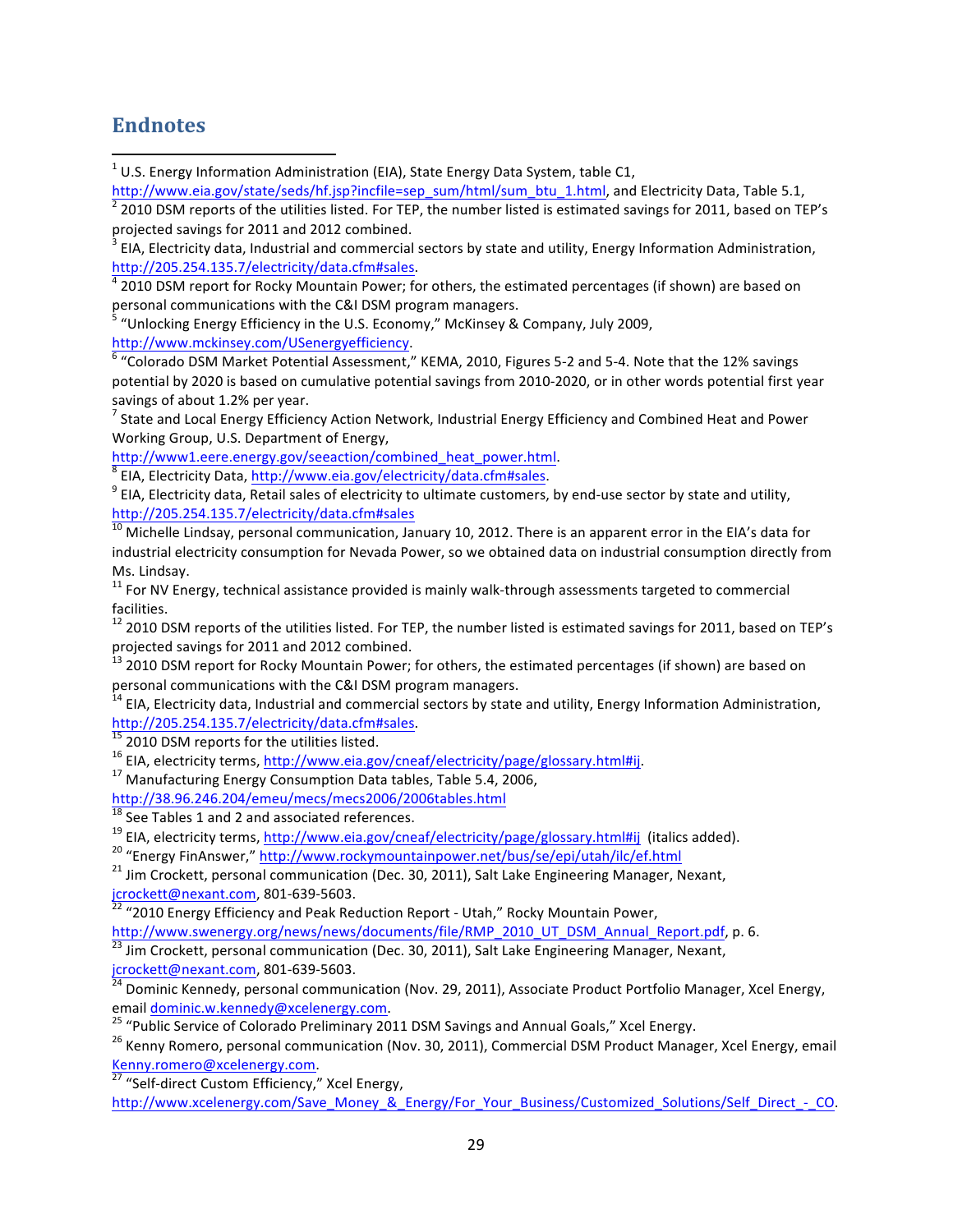## Endnotes

[1] U.S. Energy Information Administration (EIA), State Energy Data System, table C1, http://www.eia.gov/state/seds/hf.jsp?incfile=sep_sum/html/sum_btu_1.html, and Electricity Data, Table 5.1,

[2] 2010 DSM reports of the utilities listed. For TEP, the number listed is estimated savings for 2011, based on TEP's projected savings for 2011 and 2012 combined.

[3] EIA, Electricity data, Industrial and commercial sectors by state and utility, Energy Information Administration, http://205.254.135.7/electricity/data.cfm#sales.

[4] 2010 DSM report for Rocky Mountain Power; for others, the estimated percentages (if shown) are based on personal communications with the C&I DSM program managers.

[5] "Unlocking Energy Efficiency in the U.S. Economy," McKinsey & Company, July 2009, http://www.mckinsey.com/USenergyefficiency.

[6] "Colorado DSM Market Potential Assessment," KEMA, 2010, Figures 5-2 and 5-4. Note that the 12% savings potential by 2020 is based on cumulative potential savings from 2010-2020, or in other words potential first year savings of about 1.2% per year.

[7] State and Local Energy Efficiency Action Network, Industrial Energy Efficiency and Combined Heat and Power Working Group, U.S. Department of Energy, http://www1.eere.energy.gov/seeaction/combined_heat_power.html.

[8] EIA, Electricity Data, http://www.eia.gov/electricity/data.cfm#sales.

[9] EIA, Electricity data, Retail sales of electricity to ultimate customers, by end-use sector by state and utility, http://205.254.135.7/electricity/data.cfm#sales

[10] Michelle Lindsay, personal communication, January 10, 2012. There is an apparent error in the EIA's data for industrial electricity consumption for Nevada Power, so we obtained data on industrial consumption directly from Ms. Lindsay.

[11] For NV Energy, technical assistance provided is mainly walk-through assessments targeted to commercial facilities.

[12] 2010 DSM reports of the utilities listed. For TEP, the number listed is estimated savings for 2011, based on TEP's projected savings for 2011 and 2012 combined.

[13] 2010 DSM report for Rocky Mountain Power; for others, the estimated percentages (if shown) are based on personal communications with the C&I DSM program managers.

[14] EIA, Electricity data, Industrial and commercial sectors by state and utility, Energy Information Administration, http://205.254.135.7/electricity/data.cfm#sales.

[15] 2010 DSM reports for the utilities listed.

[16] EIA, electricity terms, http://www.eia.gov/cneaf/electricity/page/glossary.html#ij.

[17] Manufacturing Energy Consumption Data tables, Table 5.4, 2006, http://38.96.246.204/emeu/mecs/mecs2006/2006tables.html

[18] See Tables 1 and 2 and associated references.

[19] EIA, electricity terms, http://www.eia.gov/cneaf/electricity/page/glossary.html#ij (italics added).

[20] "Energy FinAnswer," http://www.rockymountainpower.net/bus/se/epi/utah/ilc/ef.html

[21] Jim Crockett, personal communication (Dec. 30, 2011), Salt Lake Engineering Manager, Nexant, jcrockett@nexant.com, 801-639-5603.

[22] "2010 Energy Efficiency and Peak Reduction Report - Utah," Rocky Mountain Power, http://www.swenergy.org/news/news/documents/file/RMP_2010_UT_DSM_Annual_Report.pdf, p. 6.

[23] Jim Crockett, personal communication (Dec. 30, 2011), Salt Lake Engineering Manager, Nexant, jcrockett@nexant.com, 801-639-5603.

[24] Dominic Kennedy, personal communication (Nov. 29, 2011), Associate Product Portfolio Manager, Xcel Energy, email dominic.w.kennedy@xcelenergy.com.

[25] "Public Service of Colorado Preliminary 2011 DSM Savings and Annual Goals," Xcel Energy.

[26] Kenny Romero, personal communication (Nov. 30, 2011), Commercial DSM Product Manager, Xcel Energy, email Kenny.romero@xcelenergy.com.

[27] "Self-direct Custom Efficiency," Xcel Energy, http://www.xcelenergy.com/Save_Money_&_Energy/For_Your_Business/Customized_Solutions/Self_Direct_-_CO.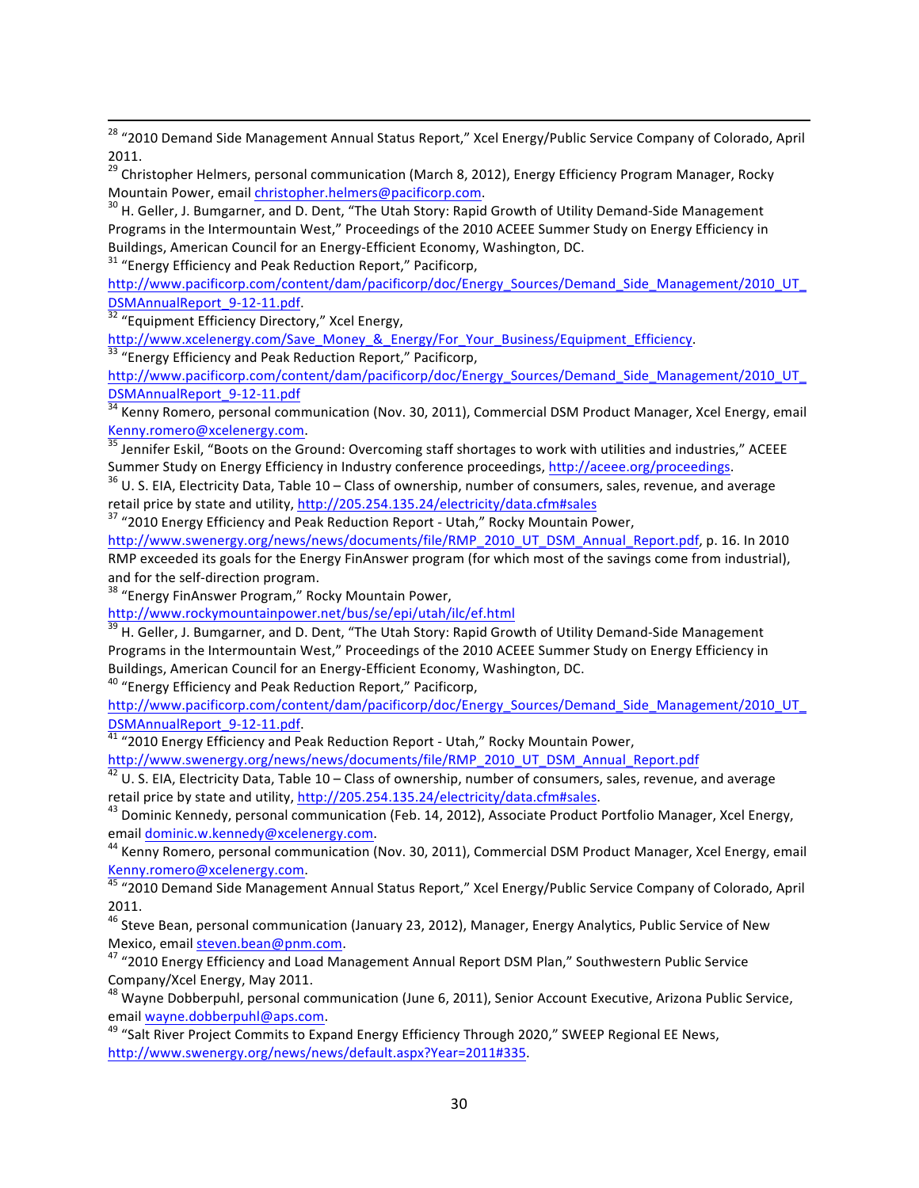[28] "2010 Demand Side Management Annual Status Report," Xcel Energy/Public Service Company of Colorado, April 2011.

[29] Christopher Helmers, personal communication (March 8, 2012), Energy Efficiency Program Manager, Rocky Mountain Power, email christopher.helmers@pacificorp.com.

[30] H. Geller, J. Bumgarner, and D. Dent, "The Utah Story: Rapid Growth of Utility Demand-Side Management Programs in the Intermountain West," Proceedings of the 2010 ACEEE Summer Study on Energy Efficiency in Buildings, American Council for an Energy-Efficient Economy, Washington, DC.

[31] "Energy Efficiency and Peak Reduction Report," Pacificorp, http://www.pacificorp.com/content/dam/pacificorp/doc/Energy_Sources/Demand_Side_Management/2010_UT_DSMAnnualReport_9-12-11.pdf.

[32] "Equipment Efficiency Directory," Xcel Energy, http://www.xcelenergy.com/Save_Money_&_Energy/For_Your_Business/Equipment_Efficiency.

[33] "Energy Efficiency and Peak Reduction Report," Pacificorp, http://www.pacificorp.com/content/dam/pacificorp/doc/Energy_Sources/Demand_Side_Management/2010_UT_DSMAnnualReport_9-12-11.pdf

[34] Kenny Romero, personal communication (Nov. 30, 2011), Commercial DSM Product Manager, Xcel Energy, email Kenny.romero@xcelenergy.com.

[35] Jennifer Eskil, "Boots on the Ground: Overcoming staff shortages to work with utilities and industries," ACEEE Summer Study on Energy Efficiency in Industry conference proceedings, http://aceee.org/proceedings.

[36] U. S. EIA, Electricity Data, Table 10 – Class of ownership, number of consumers, sales, revenue, and average retail price by state and utility, http://205.254.135.24/electricity/data.cfm#sales

[37] "2010 Energy Efficiency and Peak Reduction Report - Utah," Rocky Mountain Power, http://www.swenergy.org/news/news/documents/file/RMP_2010_UT_DSM_Annual_Report.pdf, p. 16. In 2010 RMP exceeded its goals for the Energy FinAnswer program (for which most of the savings come from industrial), and for the self-direction program.

[38] "Energy FinAnswer Program," Rocky Mountain Power, http://www.rockymountainpower.net/bus/se/epi/utah/ilc/ef.html

[39] H. Geller, J. Bumgarner, and D. Dent, "The Utah Story: Rapid Growth of Utility Demand-Side Management Programs in the Intermountain West," Proceedings of the 2010 ACEEE Summer Study on Energy Efficiency in Buildings, American Council for an Energy-Efficient Economy, Washington, DC.

[40] "Energy Efficiency and Peak Reduction Report," Pacificorp, http://www.pacificorp.com/content/dam/pacificorp/doc/Energy_Sources/Demand_Side_Management/2010_UT_DSMAnnualReport_9-12-11.pdf.

[41] "2010 Energy Efficiency and Peak Reduction Report - Utah," Rocky Mountain Power, http://www.swenergy.org/news/news/documents/file/RMP_2010_UT_DSM_Annual_Report.pdf

[42] U. S. EIA, Electricity Data, Table 10 – Class of ownership, number of consumers, sales, revenue, and average retail price by state and utility, http://205.254.135.24/electricity/data.cfm#sales.

[43] Dominic Kennedy, personal communication (Feb. 14, 2012), Associate Product Portfolio Manager, Xcel Energy, email dominic.w.kennedy@xcelenergy.com.

[44] Kenny Romero, personal communication (Nov. 30, 2011), Commercial DSM Product Manager, Xcel Energy, email Kenny.romero@xcelenergy.com.

[45] "2010 Demand Side Management Annual Status Report," Xcel Energy/Public Service Company of Colorado, April 2011.

[46] Steve Bean, personal communication (January 23, 2012), Manager, Energy Analytics, Public Service of New Mexico, email steven.bean@pnm.com.

[47] "2010 Energy Efficiency and Load Management Annual Report DSM Plan," Southwestern Public Service Company/Xcel Energy, May 2011.

[48] Wayne Dobberpuhl, personal communication (June 6, 2011), Senior Account Executive, Arizona Public Service, email wayne.dobberpuhl@aps.com.

[49] "Salt River Project Commits to Expand Energy Efficiency Through 2020," SWEEP Regional EE News, http://www.swenergy.org/news/news/default.aspx?Year=2011#335.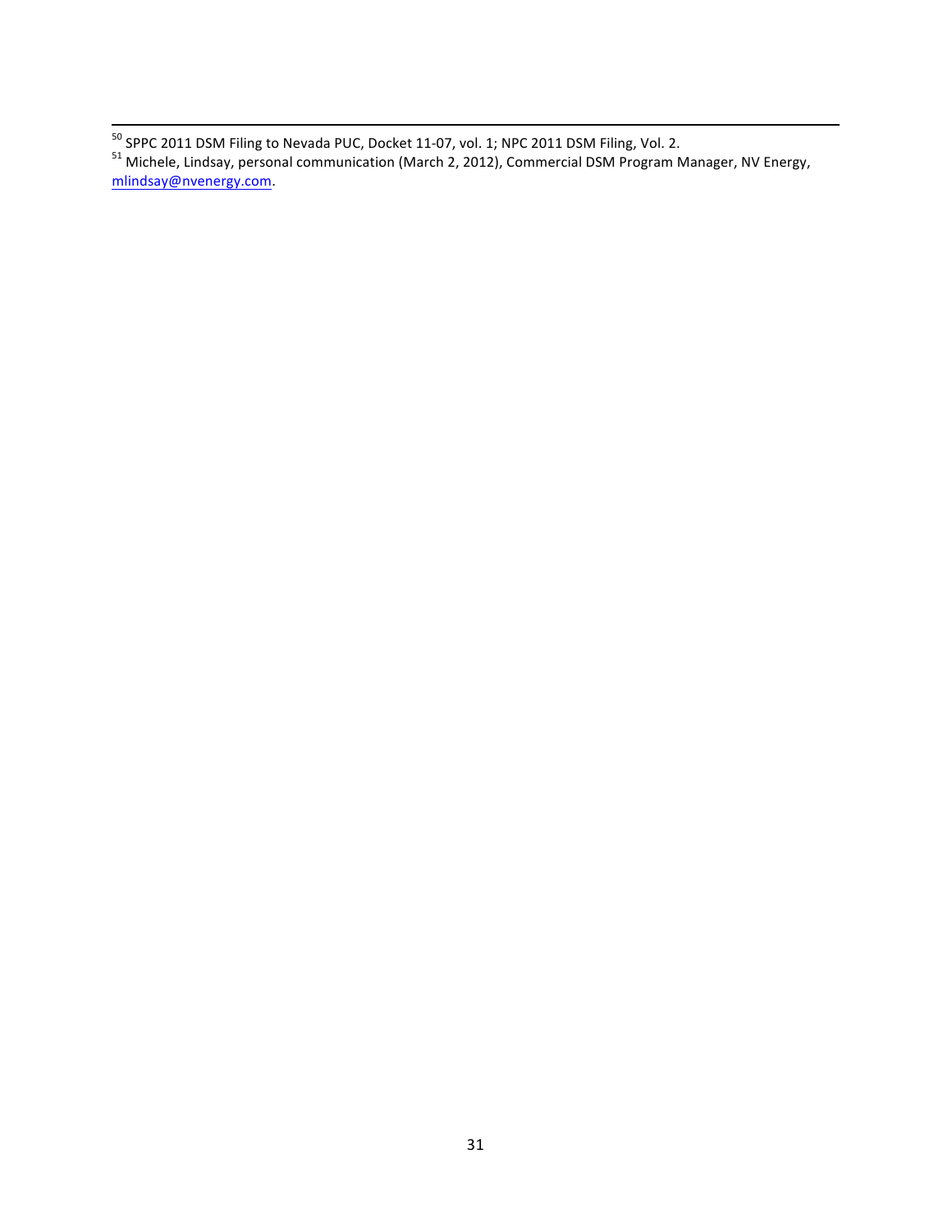[50] SPPC 2011 DSM Filing to Nevada PUC, Docket 11-07, vol. 1; NPC 2011 DSM Filing, Vol. 2.

[51] Michele, Lindsay, personal communication (March 2, 2012), Commercial DSM Program Manager, NV Energy, mlindsay@nvenergy.com.